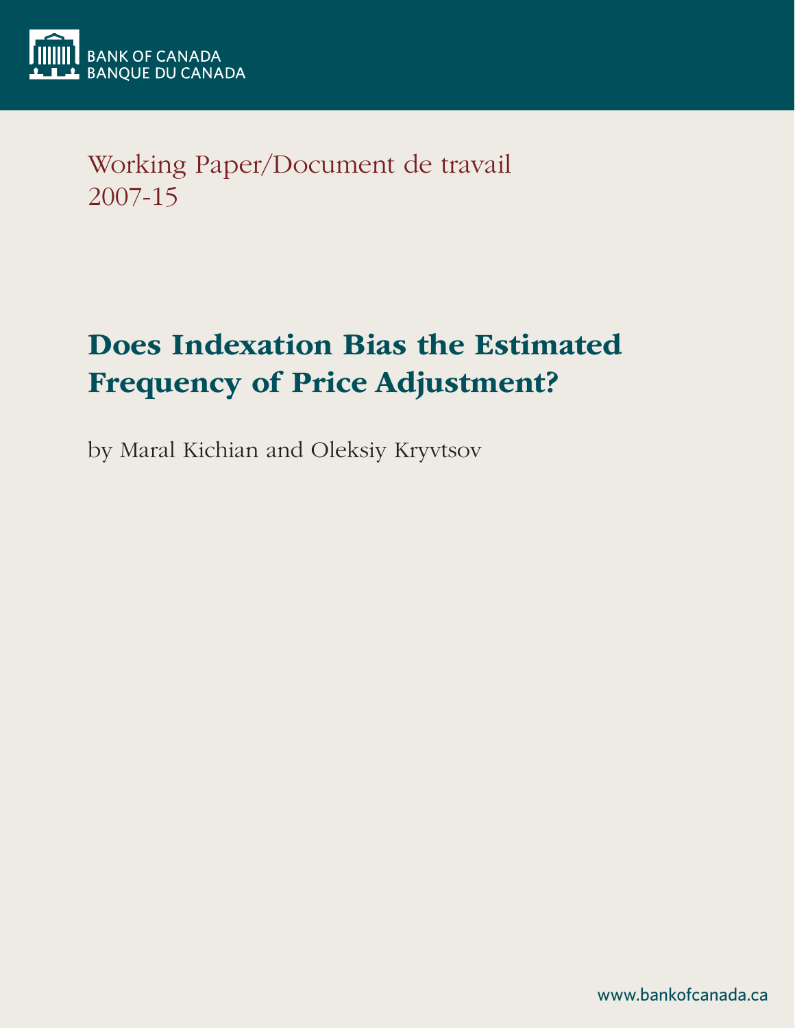BANK OF CANADA
BANQUE DU CANADA

Working Paper/Document de travail
2007-15

# Does Indexation Bias the Estimated Frequency of Price Adjustment?

by Maral Kichian and Oleksiy Kryvtsov

www.bankofcanada.ca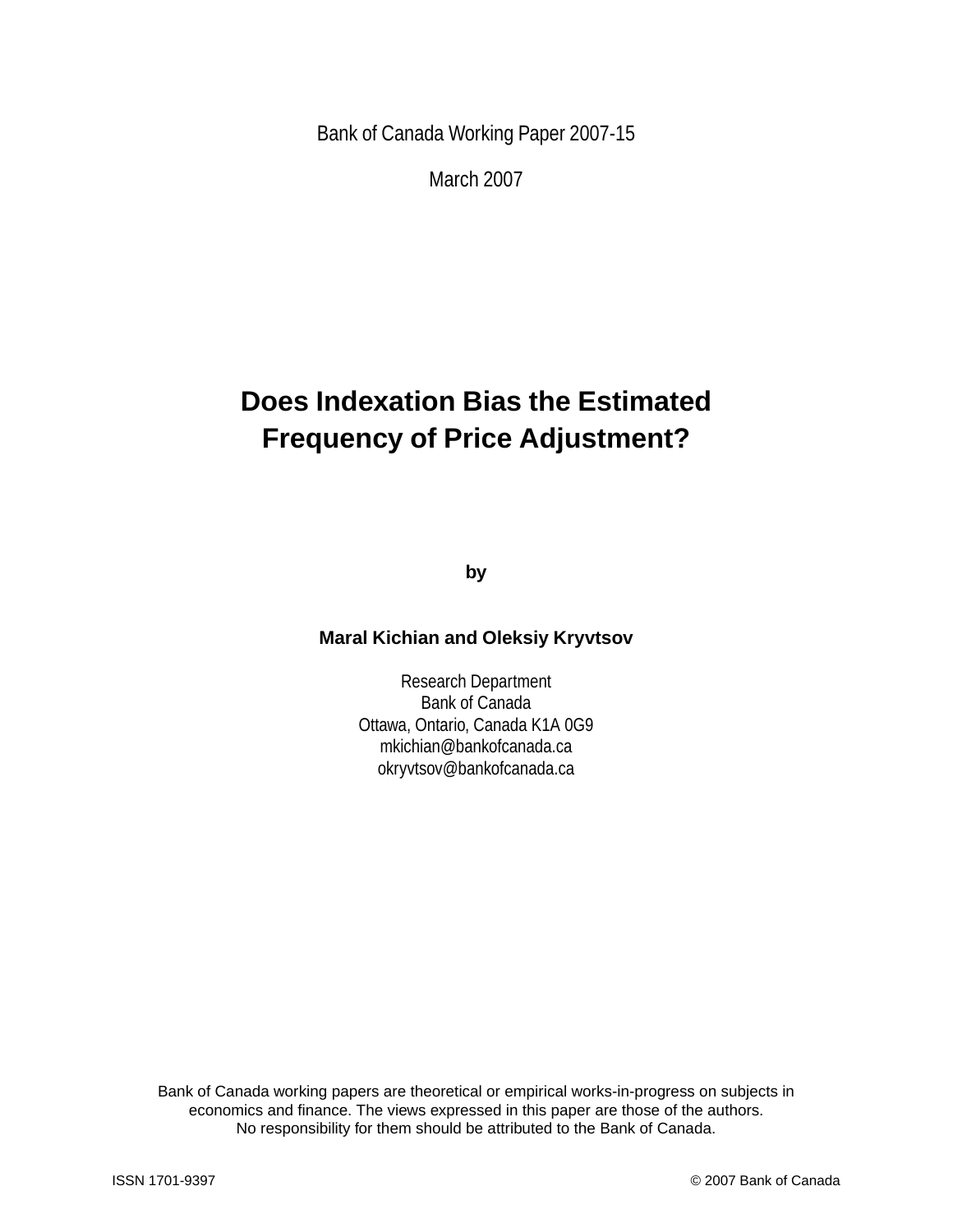Bank of Canada Working Paper 2007-15

March 2007

# Does Indexation Bias the Estimated Frequency of Price Adjustment?

**by**

**Maral Kichian and Oleksiy Kryvtsov**

Research Department
Bank of Canada
Ottawa, Ontario, Canada K1A 0G9
mkichian@bankofcanada.ca
okryvtsov@bankofcanada.ca

Bank of Canada working papers are theoretical or empirical works-in-progress on subjects in economics and finance. The views expressed in this paper are those of the authors. No responsibility for them should be attributed to the Bank of Canada.

ISSN 1701-9397 © 2007 Bank of Canada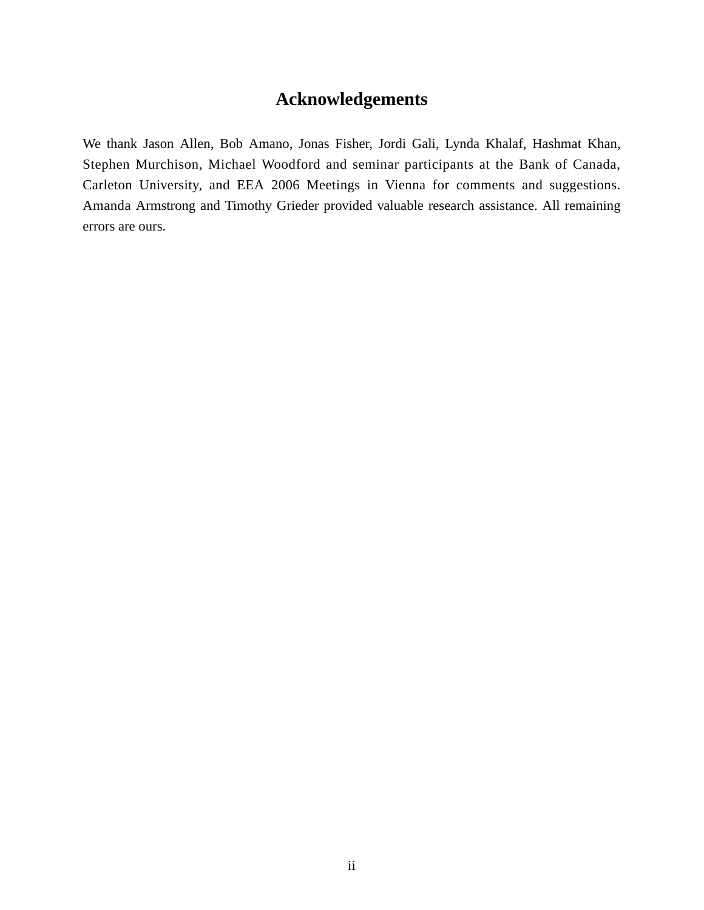## Acknowledgements

We thank Jason Allen, Bob Amano, Jonas Fisher, Jordi Gali, Lynda Khalaf, Hashmat Khan, Stephen Murchison, Michael Woodford and seminar participants at the Bank of Canada, Carleton University, and EEA 2006 Meetings in Vienna for comments and suggestions. Amanda Armstrong and Timothy Grieder provided valuable research assistance. All remaining errors are ours.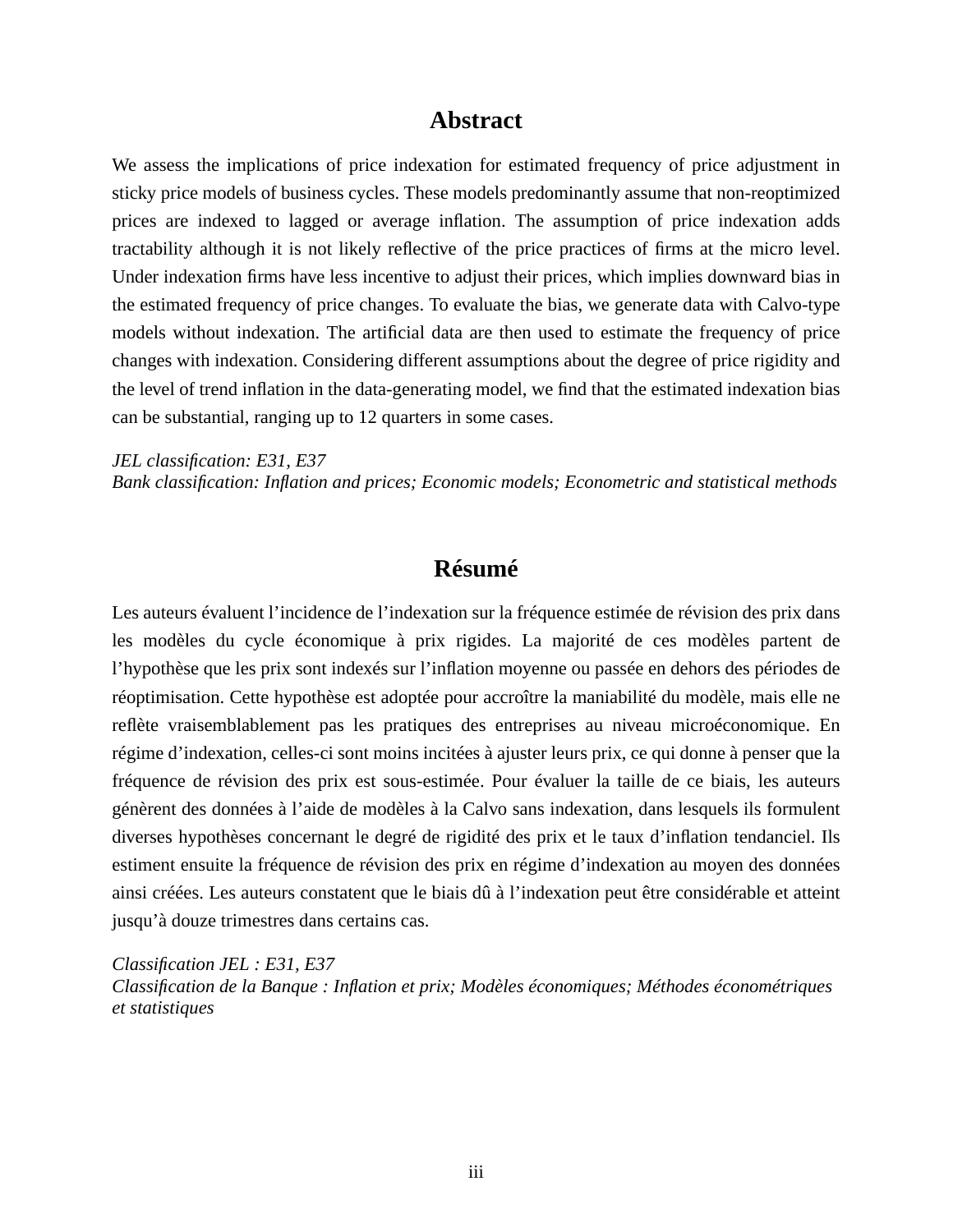## Abstract

We assess the implications of price indexation for estimated frequency of price adjustment in sticky price models of business cycles. These models predominantly assume that non-reoptimized prices are indexed to lagged or average inflation. The assumption of price indexation adds tractability although it is not likely reflective of the price practices of firms at the micro level. Under indexation firms have less incentive to adjust their prices, which implies downward bias in the estimated frequency of price changes. To evaluate the bias, we generate data with Calvo-type models without indexation. The artificial data are then used to estimate the frequency of price changes with indexation. Considering different assumptions about the degree of price rigidity and the level of trend inflation in the data-generating model, we find that the estimated indexation bias can be substantial, ranging up to 12 quarters in some cases.

*JEL classification: E31, E37*
*Bank classification: Inflation and prices; Economic models; Econometric and statistical methods*

## Résumé

Les auteurs évaluent l'incidence de l'indexation sur la fréquence estimée de révision des prix dans les modèles du cycle économique à prix rigides. La majorité de ces modèles partent de l'hypothèse que les prix sont indexés sur l'inflation moyenne ou passée en dehors des périodes de réoptimisation. Cette hypothèse est adoptée pour accroître la maniabilité du modèle, mais elle ne reflète vraisemblablement pas les pratiques des entreprises au niveau microéconomique. En régime d'indexation, celles-ci sont moins incitées à ajuster leurs prix, ce qui donne à penser que la fréquence de révision des prix est sous-estimée. Pour évaluer la taille de ce biais, les auteurs génèrent des données à l'aide de modèles à la Calvo sans indexation, dans lesquels ils formulent diverses hypothèses concernant le degré de rigidité des prix et le taux d'inflation tendanciel. Ils estiment ensuite la fréquence de révision des prix en régime d'indexation au moyen des données ainsi créées. Les auteurs constatent que le biais dû à l'indexation peut être considérable et atteint jusqu'à douze trimestres dans certains cas.

*Classification JEL : E31, E37*
*Classification de la Banque : Inflation et prix; Modèles économiques; Méthodes économétriques et statistiques*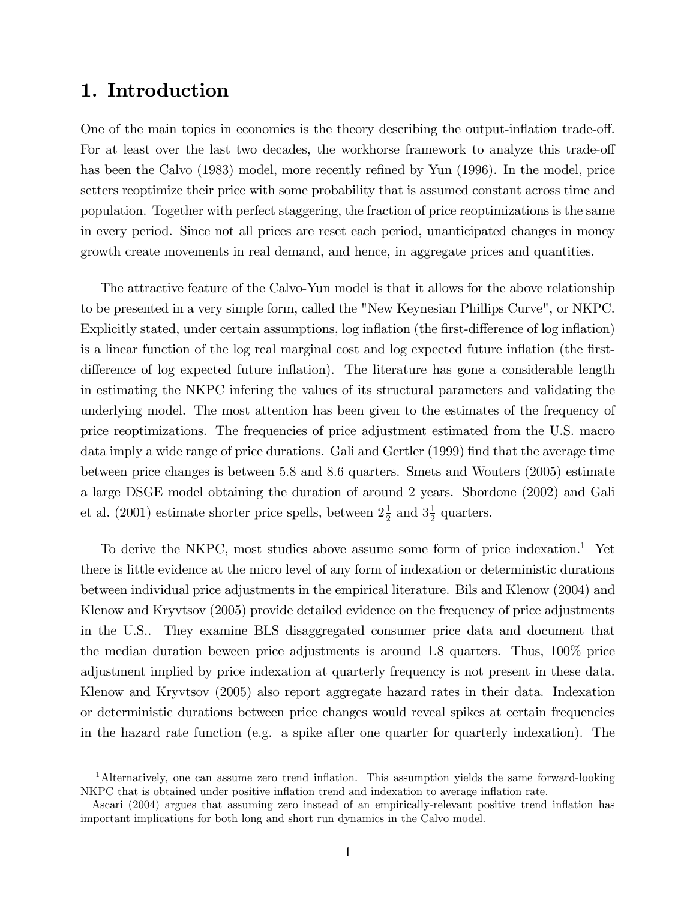# 1. Introduction

One of the main topics in economics is the theory describing the output-inflation trade-off. For at least over the last two decades, the workhorse framework to analyze this trade-off has been the Calvo (1983) model, more recently refined by Yun (1996). In the model, price setters reoptimize their price with some probability that is assumed constant across time and population. Together with perfect staggering, the fraction of price reoptimizations is the same in every period. Since not all prices are reset each period, unanticipated changes in money growth create movements in real demand, and hence, in aggregate prices and quantities.

The attractive feature of the Calvo-Yun model is that it allows for the above relationship to be presented in a very simple form, called the "New Keynesian Phillips Curve", or NKPC. Explicitly stated, under certain assumptions, log inflation (the first-difference of log inflation) is a linear function of the log real marginal cost and log expected future inflation (the first-difference of log expected future inflation). The literature has gone a considerable length in estimating the NKPC infering the values of its structural parameters and validating the underlying model. The most attention has been given to the estimates of the frequency of price reoptimizations. The frequencies of price adjustment estimated from the U.S. macro data imply a wide range of price durations. Gali and Gertler (1999) find that the average time between price changes is between 5.8 and 8.6 quarters. Smets and Wouters (2005) estimate a large DSGE model obtaining the duration of around 2 years. Sbordone (2002) and Gali et al. (2001) estimate shorter price spells, between $2\frac{1}{2}$ and $3\frac{1}{2}$ quarters.

To derive the NKPC, most studies above assume some form of price indexation.[1] Yet there is little evidence at the micro level of any form of indexation or deterministic durations between individual price adjustments in the empirical literature. Bils and Klenow (2004) and Klenow and Kryvtsov (2005) provide detailed evidence on the frequency of price adjustments in the U.S.. They examine BLS disaggregated consumer price data and document that the median duration beween price adjustments is around 1.8 quarters. Thus, 100% price adjustment implied by price indexation at quarterly frequency is not present in these data. Klenow and Kryvtsov (2005) also report aggregate hazard rates in their data. Indexation or deterministic durations between price changes would reveal spikes at certain frequencies in the hazard rate function (e.g. a spike after one quarter for quarterly indexation). The

[1] Alternatively, one can assume zero trend inflation. This assumption yields the same forward-looking NKPC that is obtained under positive inflation trend and indexation to average inflation rate.

Ascari (2004) argues that assuming zero instead of an empirically-relevant positive trend inflation has important implications for both long and short run dynamics in the Calvo model.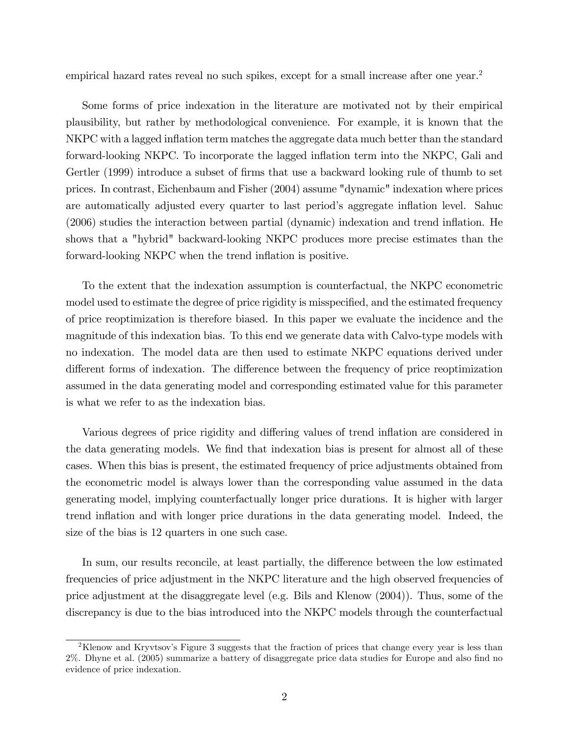empirical hazard rates reveal no such spikes, except for a small increase after one year.[2]

Some forms of price indexation in the literature are motivated not by their empirical plausibility, but rather by methodological convenience. For example, it is known that the NKPC with a lagged inflation term matches the aggregate data much better than the standard forward-looking NKPC. To incorporate the lagged inflation term into the NKPC, Gali and Gertler (1999) introduce a subset of firms that use a backward looking rule of thumb to set prices. In contrast, Eichenbaum and Fisher (2004) assume "dynamic" indexation where prices are automatically adjusted every quarter to last period's aggregate inflation level. Sahuc (2006) studies the interaction between partial (dynamic) indexation and trend inflation. He shows that a "hybrid" backward-looking NKPC produces more precise estimates than the forward-looking NKPC when the trend inflation is positive.

To the extent that the indexation assumption is counterfactual, the NKPC econometric model used to estimate the degree of price rigidity is misspecified, and the estimated frequency of price reoptimization is therefore biased. In this paper we evaluate the incidence and the magnitude of this indexation bias. To this end we generate data with Calvo-type models with no indexation. The model data are then used to estimate NKPC equations derived under different forms of indexation. The difference between the frequency of price reoptimization assumed in the data generating model and corresponding estimated value for this parameter is what we refer to as the indexation bias.

Various degrees of price rigidity and differing values of trend inflation are considered in the data generating models. We find that indexation bias is present for almost all of these cases. When this bias is present, the estimated frequency of price adjustments obtained from the econometric model is always lower than the corresponding value assumed in the data generating model, implying counterfactually longer price durations. It is higher with larger trend inflation and with longer price durations in the data generating model. Indeed, the size of the bias is 12 quarters in one such case.

In sum, our results reconcile, at least partially, the difference between the low estimated frequencies of price adjustment in the NKPC literature and the high observed frequencies of price adjustment at the disaggregate level (e.g. Bils and Klenow (2004)). Thus, some of the discrepancy is due to the bias introduced into the NKPC models through the counterfactual

[2] Klenow and Kryvtsov's Figure 3 suggests that the fraction of prices that change every year is less than 2%. Dhyne et al. (2005) summarize a battery of disaggregate price data studies for Europe and also find no evidence of price indexation.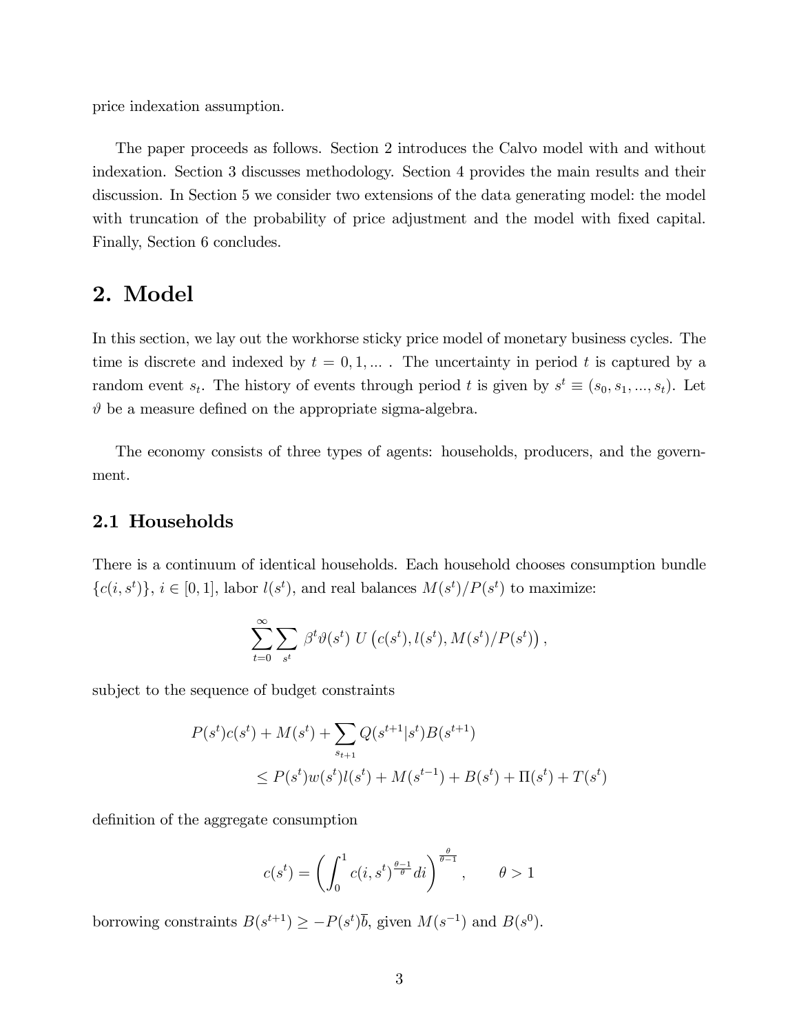price indexation assumption.

The paper proceeds as follows. Section 2 introduces the Calvo model with and without indexation. Section 3 discusses methodology. Section 4 provides the main results and their discussion. In Section 5 we consider two extensions of the data generating model: the model with truncation of the probability of price adjustment and the model with fixed capital. Finally, Section 6 concludes.

# 2. Model

In this section, we lay out the workhorse sticky price model of monetary business cycles. The time is discrete and indexed by $t = 0, 1, \ldots$ . The uncertainty in period $t$ is captured by a random event $s_t$. The history of events through period $t$ is given by $s^t \equiv (s_0, s_1, \ldots, s_t)$. Let $\vartheta$ be a measure defined on the appropriate sigma-algebra.

The economy consists of three types of agents: households, producers, and the government.

## 2.1 Households

There is a continuum of identical households. Each household chooses consumption bundle $\{c(i, s^t)\}$, $i \in [0, 1]$, labor $l(s^t)$, and real balances $M(s^t)/P(s^t)$ to maximize:

$$\sum_{t=0}^{\infty} \sum_{s^t} \beta^t \vartheta(s^t) \; U\left(c(s^t), l(s^t), M(s^t)/P(s^t)\right),$$

subject to the sequence of budget constraints

$$\begin{aligned} P(s^t)c(s^t) + M(s^t) + \sum_{s_{t+1}} Q(s^{t+1}|s^t)B(s^{t+1}) \\ \leq P(s^t)w(s^t)l(s^t) + M(s^{t-1}) + B(s^t) + \Pi(s^t) + T(s^t) \end{aligned}$$

definition of the aggregate consumption

$$c(s^t) = \left( \int_0^1 c(i, s^t)^{\frac{\theta-1}{\theta}} di \right)^{\frac{\theta}{\theta-1}}, \qquad \theta > 1$$

borrowing constraints $B(s^{t+1}) \geq -P(s^t)\bar{b}$, given $M(s^{-1})$ and $B(s^0)$.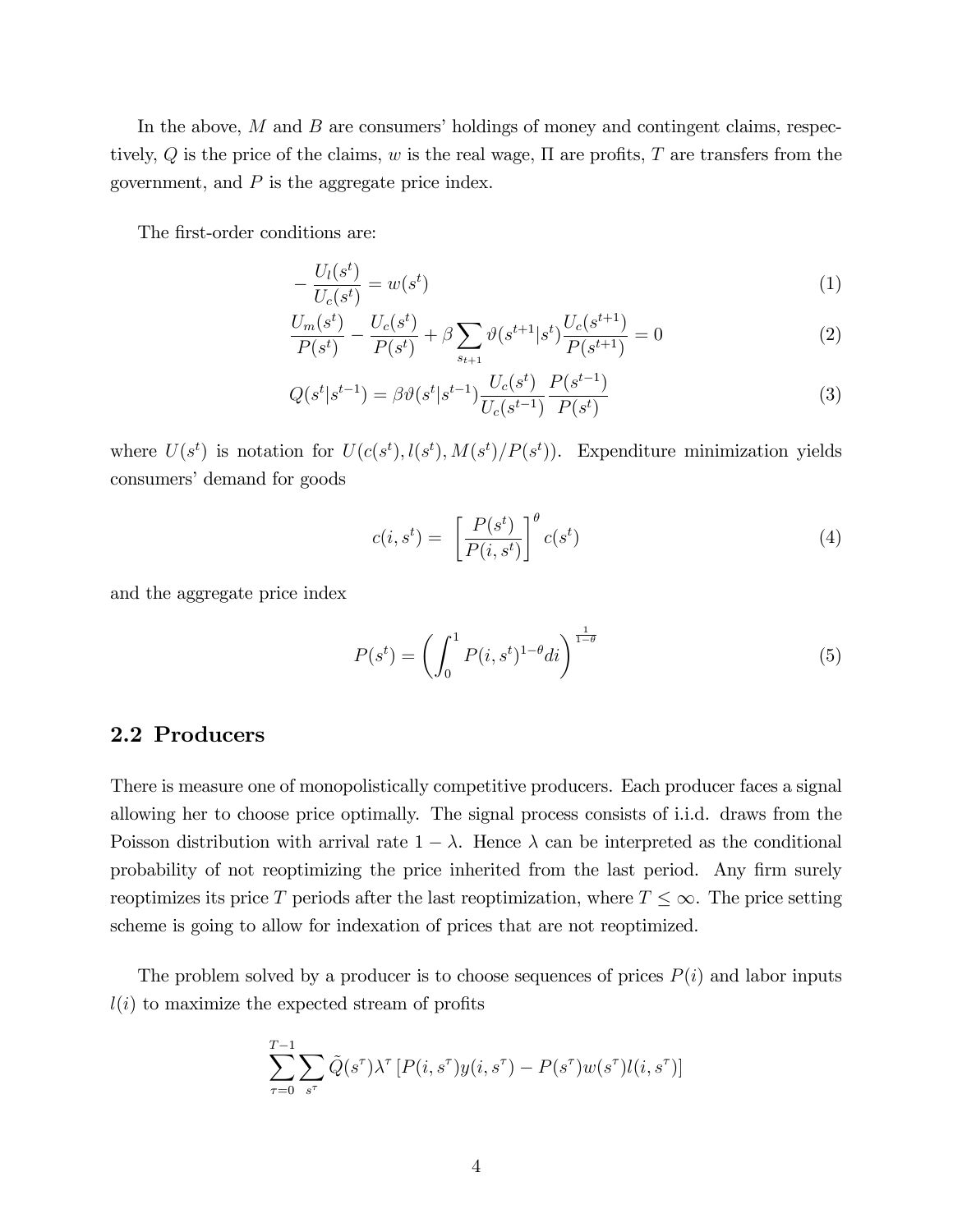In the above, $M$ and $B$ are consumers' holdings of money and contingent claims, respectively, $Q$ is the price of the claims, $w$ is the real wage, $\Pi$ are profits, $T$ are transfers from the government, and $P$ is the aggregate price index.

The first-order conditions are:

$$-\frac{U_l(s^t)}{U_c(s^t)} = w(s^t) \tag{1}$$

$$\frac{U_m(s^t)}{P(s^t)} - \frac{U_c(s^t)}{P(s^t)} + \beta \sum_{s_{t+1}} \vartheta(s^{t+1}|s^t) \frac{U_c(s^{t+1})}{P(s^{t+1})} = 0 \tag{2}$$

$$Q(s^t|s^{t-1}) = \beta \vartheta(s^t|s^{t-1}) \frac{U_c(s^t)}{U_c(s^{t-1})} \frac{P(s^{t-1})}{P(s^t)} \tag{3}$$

where $U(s^t)$ is notation for $U(c(s^t), l(s^t), M(s^t)/P(s^t))$. Expenditure minimization yields consumers' demand for goods

$$c(i, s^t) = \left[\frac{P(s^t)}{P(i, s^t)}\right]^\theta c(s^t) \tag{4}$$

and the aggregate price index

$$P(s^t) = \left(\int_0^1 P(i, s^t)^{1-\theta} di\right)^{\frac{1}{1-\theta}} \tag{5}$$

## 2.2 Producers

There is measure one of monopolistically competitive producers. Each producer faces a signal allowing her to choose price optimally. The signal process consists of i.i.d. draws from the Poisson distribution with arrival rate $1 - \lambda$. Hence $\lambda$ can be interpreted as the conditional probability of not reoptimizing the price inherited from the last period. Any firm surely reoptimizes its price $T$ periods after the last reoptimization, where $T \leq \infty$. The price setting scheme is going to allow for indexation of prices that are not reoptimized.

The problem solved by a producer is to choose sequences of prices $P(i)$ and labor inputs $l(i)$ to maximize the expected stream of profits

$$\sum_{\tau=0}^{T-1} \sum_{s^\tau} \tilde{Q}(s^\tau) \lambda^\tau \left[P(i, s^\tau) y(i, s^\tau) - P(s^\tau) w(s^\tau) l(i, s^\tau)\right]$$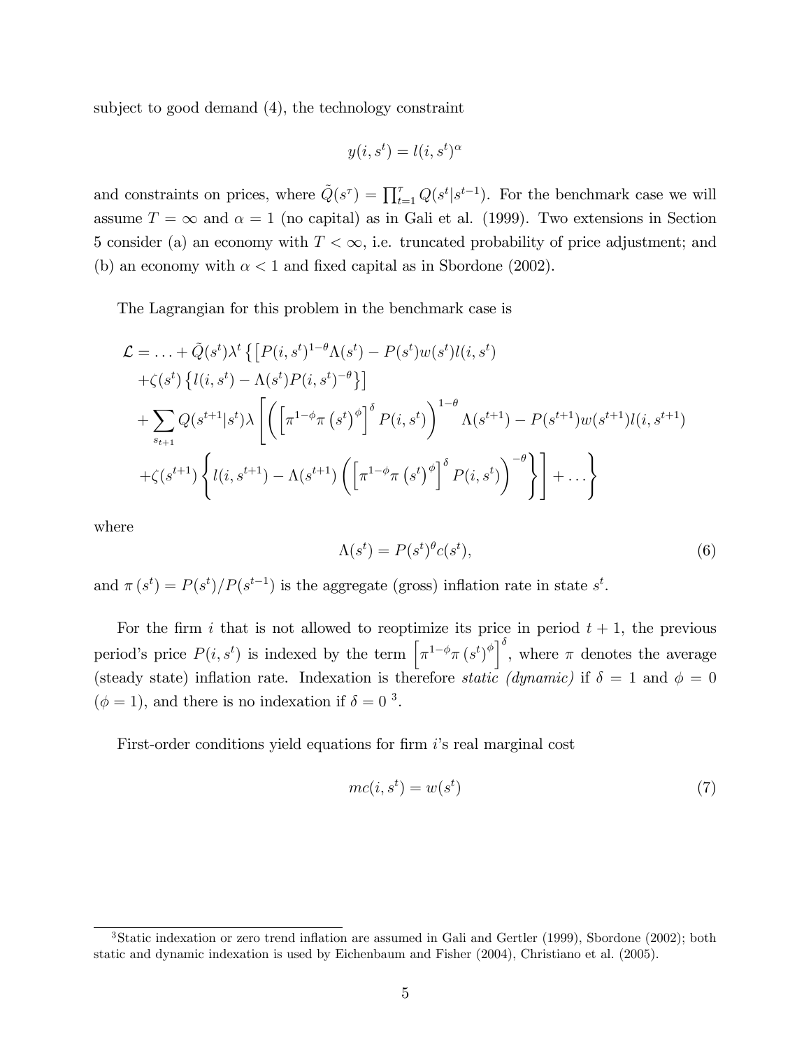subject to good demand (4), the technology constraint

$$y(i, s^t) = l(i, s^t)^\alpha$$

and constraints on prices, where $\tilde{Q}(s^\tau) = \prod_{t=1}^{\tau} Q(s^t|s^{t-1})$. For the benchmark case we will assume $T = \infty$ and $\alpha = 1$ (no capital) as in Gali et al. (1999). Two extensions in Section 5 consider (a) an economy with $T < \infty$, i.e. truncated probability of price adjustment; and (b) an economy with $\alpha < 1$ and fixed capital as in Sbordone (2002).

The Lagrangian for this problem in the benchmark case is

$$\begin{aligned}
\mathcal{L} = \ldots + \tilde{Q}(s^t)\lambda^t \Big\{ & \left[ P(i,s^t)^{1-\theta}\Lambda(s^t) - P(s^t)w(s^t)l(i,s^t) \right. \\
& \left. + \zeta(s^t)\left\{ l(i,s^t) - \Lambda(s^t)P(i,s^t)^{-\theta} \right\} \right] \\
& + \sum_{s_{t+1}} Q(s^{t+1}|s^t)\lambda \left[ \left( \left[ \pi^{1-\phi}\pi\left(s^t\right)^{\phi} \right]^{\delta} P(i,s^t) \right)^{1-\theta} \Lambda(s^{t+1}) - P(s^{t+1})w(s^{t+1})l(i,s^{t+1}) \right. \\
& \left. + \zeta(s^{t+1}) \left\{ l(i,s^{t+1}) - \Lambda(s^{t+1}) \left( \left[ \pi^{1-\phi}\pi\left(s^t\right)^{\phi} \right]^{\delta} P(i,s^t) \right)^{-\theta} \right\} \right] + \ldots \Big\}
\end{aligned}$$

where

$$\Lambda(s^t) = P(s^t)^\theta c(s^t), \tag{6}$$

and $\pi\left(s^t\right) = P(s^t)/P(s^{t-1})$ is the aggregate (gross) inflation rate in state $s^t$.

For the firm $i$ that is not allowed to reoptimize its price in period $t+1$, the previous period's price $P(i, s^t)$ is indexed by the term $\left[\pi^{1-\phi}\pi\left(s^t\right)^{\phi}\right]^{\delta}$, where $\pi$ denotes the average (steady state) inflation rate. Indexation is therefore *static (dynamic)* if $\delta = 1$ and $\phi = 0$ ($\phi = 1$), and there is no indexation if $\delta = 0$ [3].

First-order conditions yield equations for firm $i$'s real marginal cost

$$mc(i, s^t) = w(s^t) \tag{7}$$

[3]Static indexation or zero trend inflation are assumed in Gali and Gertler (1999), Sbordone (2002); both static and dynamic indexation is used by Eichenbaum and Fisher (2004), Christiano et al. (2005).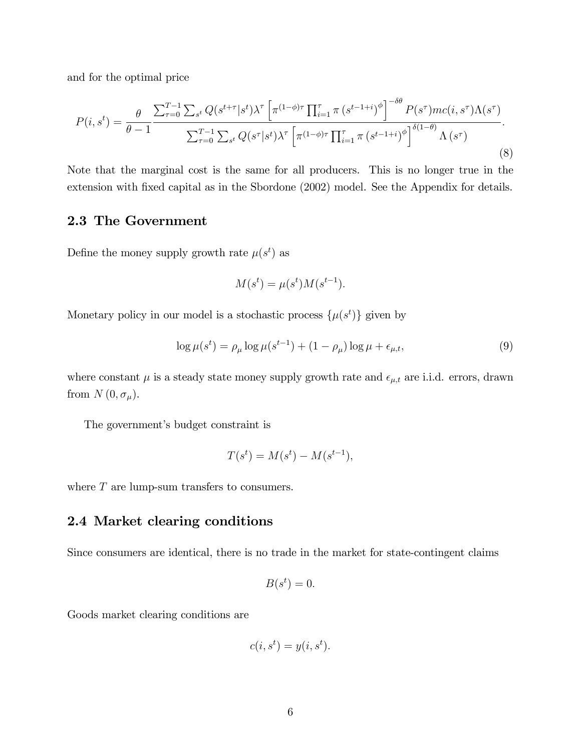and for the optimal price

$$P(i, s^t) = \frac{\theta}{\theta - 1} \frac{\sum_{\tau=0}^{T-1} \sum_{s^t} Q(s^{t+\tau}|s^t)\lambda^\tau \left[\pi^{(1-\phi)\tau} \prod_{i=1}^{\tau} \pi\left(s^{t-1+i}\right)^\phi\right]^{-\delta\theta} P(s^\tau)mc(i, s^\tau)\Lambda(s^\tau)}{\sum_{\tau=0}^{T-1} \sum_{s^t} Q(s^\tau|s^t)\lambda^\tau \left[\pi^{(1-\phi)\tau} \prod_{i=1}^{\tau} \pi\left(s^{t-1+i}\right)^\phi\right]^{\delta(1-\theta)} \Lambda\left(s^\tau\right)}. \tag{8}$$

Note that the marginal cost is the same for all producers. This is no longer true in the extension with fixed capital as in the Sbordone (2002) model. See the Appendix for details.

## 2.3 The Government

Define the money supply growth rate $\mu(s^t)$ as

$$M(s^t) = \mu(s^t)M(s^{t-1}).$$

Monetary policy in our model is a stochastic process $\{\mu(s^t)\}$ given by

$$\log \mu(s^t) = \rho_\mu \log \mu(s^{t-1}) + (1 - \rho_\mu) \log \mu + \epsilon_{\mu,t}, \tag{9}$$

where constant $\mu$ is a steady state money supply growth rate and $\epsilon_{\mu,t}$ are i.i.d. errors, drawn from $N(0, \sigma_\mu)$.

The government's budget constraint is

$$T(s^t) = M(s^t) - M(s^{t-1}),$$

where $T$ are lump-sum transfers to consumers.

## 2.4 Market clearing conditions

Since consumers are identical, there is no trade in the market for state-contingent claims

$$B(s^t) = 0.$$

Goods market clearing conditions are

$$c(i, s^t) = y(i, s^t).$$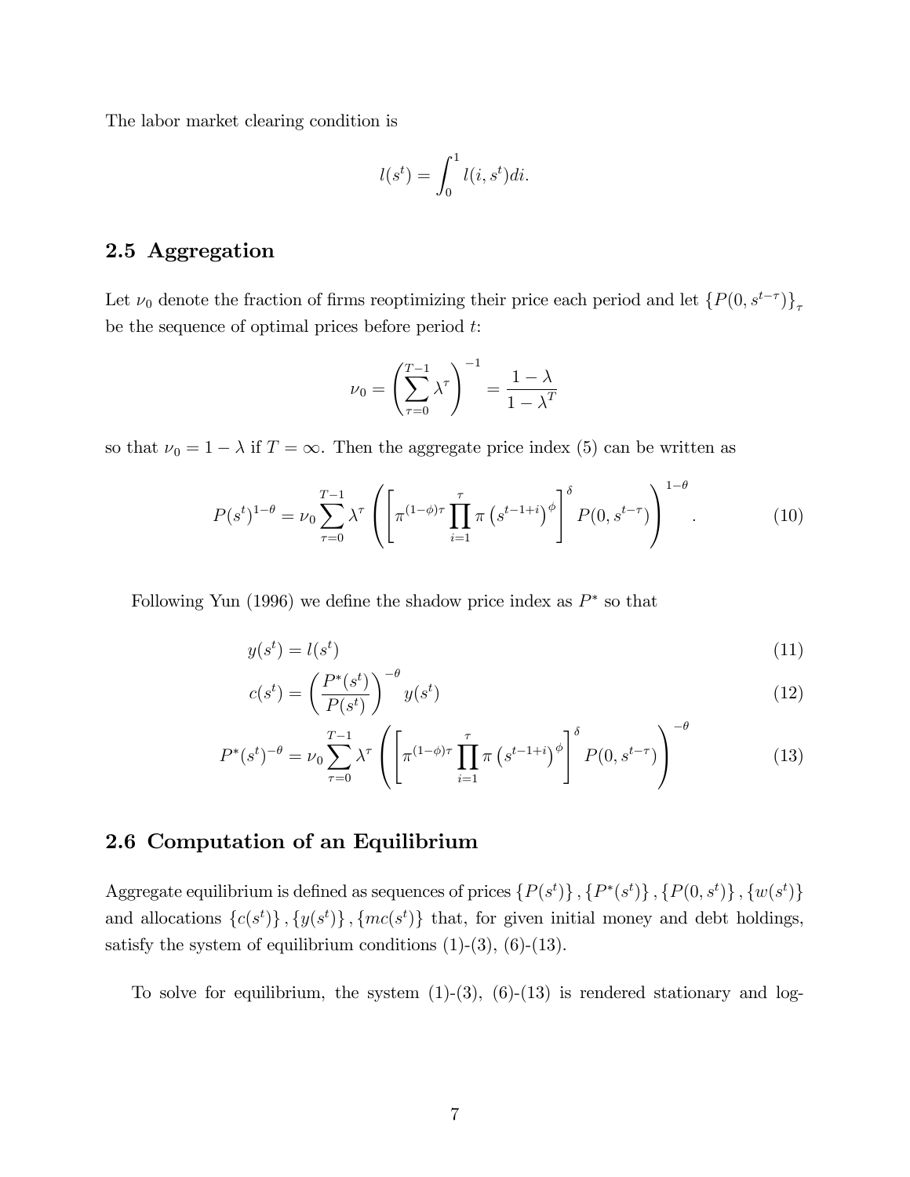The labor market clearing condition is

$$l(s^t) = \int_0^1 l(i, s^t) di.$$

## 2.5 Aggregation

Let $\nu_0$ denote the fraction of firms reoptimizing their price each period and let $\{P(0, s^{t-\tau})\}_\tau$ be the sequence of optimal prices before period $t$:

$$\nu_0 = \left( \sum_{\tau=0}^{T-1} \lambda^\tau \right)^{-1} = \frac{1-\lambda}{1-\lambda^T}$$

so that $\nu_0 = 1 - \lambda$ if $T = \infty$. Then the aggregate price index (5) can be written as

$$P(s^t)^{1-\theta} = \nu_0 \sum_{\tau=0}^{T-1} \lambda^\tau \left( \left[ \pi^{(1-\phi)\tau} \prod_{i=1}^{\tau} \pi\left(s^{t-1+i}\right)^\phi \right]^\delta P(0, s^{t-\tau}) \right)^{1-\theta}. \tag{10}$$

Following Yun (1996) we define the shadow price index as $P^*$ so that

$$y(s^t) = l(s^t) \tag{11}$$

$$c(s^t) = \left( \frac{P^*(s^t)}{P(s^t)} \right)^{-\theta} y(s^t) \tag{12}$$

$$P^*(s^t)^{-\theta} = \nu_0 \sum_{\tau=0}^{T-1} \lambda^\tau \left( \left[ \pi^{(1-\phi)\tau} \prod_{i=1}^{\tau} \pi\left(s^{t-1+i}\right)^\phi \right]^\delta P(0, s^{t-\tau}) \right)^{-\theta} \tag{13}$$

## 2.6 Computation of an Equilibrium

Aggregate equilibrium is defined as sequences of prices $\{P(s^t)\}, \{P^*(s^t)\}, \{P(0, s^t)\}, \{w(s^t)\}$ and allocations $\{c(s^t)\}, \{y(s^t)\}, \{mc(s^t)\}$ that, for given initial money and debt holdings, satisfy the system of equilibrium conditions (1)-(3), (6)-(13).

To solve for equilibrium, the system (1)-(3), (6)-(13) is rendered stationary and log-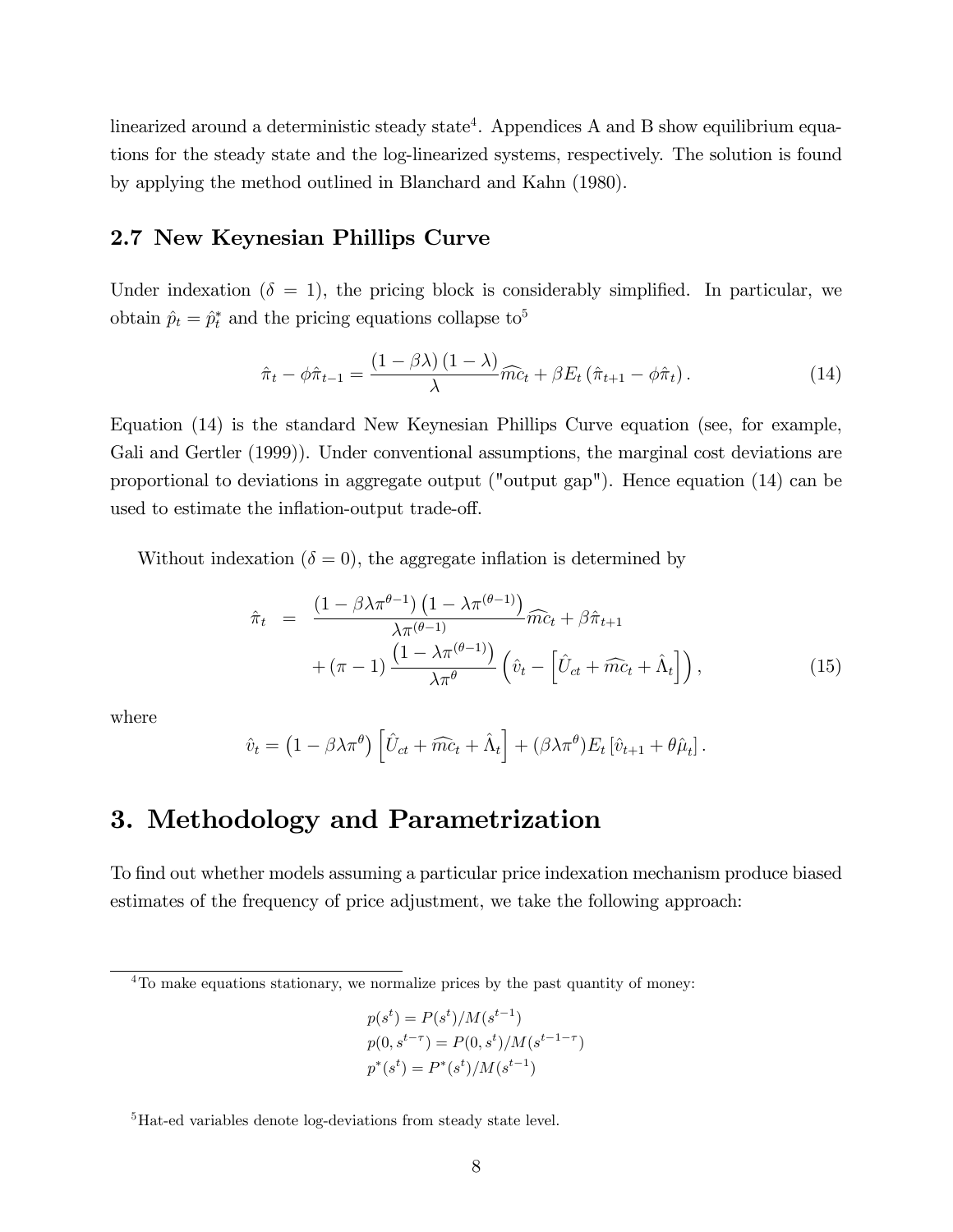linearized around a deterministic steady state[4]. Appendices A and B show equilibrium equations for the steady state and the log-linearized systems, respectively. The solution is found by applying the method outlined in Blanchard and Kahn (1980).

### 2.7 New Keynesian Phillips Curve

Under indexation ($\delta = 1$), the pricing block is considerably simplified. In particular, we obtain $\hat{p}_t = \hat{p}_t^*$ and the pricing equations collapse to[5]

$$\hat{\pi}_t - \phi \hat{\pi}_{t-1} = \frac{(1-\beta\lambda)(1-\lambda)}{\lambda} \widehat{mc}_t + \beta E_t (\hat{\pi}_{t+1} - \phi \hat{\pi}_t). \tag{14}$$

Equation (14) is the standard New Keynesian Phillips Curve equation (see, for example, Gali and Gertler (1999)). Under conventional assumptions, the marginal cost deviations are proportional to deviations in aggregate output ("output gap"). Hence equation (14) can be used to estimate the inflation-output trade-off.

Without indexation ($\delta = 0$), the aggregate inflation is determined by

$$\begin{aligned}\hat{\pi}_t &= \frac{\left(1-\beta\lambda\pi^{\theta-1}\right)\left(1-\lambda\pi^{(\theta-1)}\right)}{\lambda\pi^{(\theta-1)}} \widehat{mc}_t + \beta\hat{\pi}_{t+1} \\ &\quad + (\pi - 1)\frac{\left(1-\lambda\pi^{(\theta-1)}\right)}{\lambda\pi^{\theta}}\left(\hat{v}_t - \left[\hat{U}_{ct} + \widehat{mc}_t + \hat{\Lambda}_t\right]\right),\end{aligned} \tag{15}$$

where

$$\hat{v}_t = \left(1-\beta\lambda\pi^{\theta}\right)\left[\hat{U}_{ct} + \widehat{mc}_t + \hat{\Lambda}_t\right] + (\beta\lambda\pi^{\theta})E_t\left[\hat{v}_{t+1} + \theta\hat{\mu}_t\right].$$

# 3. Methodology and Parametrization

To find out whether models assuming a particular price indexation mechanism produce biased estimates of the frequency of price adjustment, we take the following approach:

---

[4] To make equations stationary, we normalize prices by the past quantity of money:

$$p(s^t) = P(s^t)/M(s^{t-1})$$
$$p(0, s^{t-\tau}) = P(0, s^t)/M(s^{t-1-\tau})$$
$$p^*(s^t) = P^*(s^t)/M(s^{t-1})$$

[5] Hat-ed variables denote log-deviations from steady state level.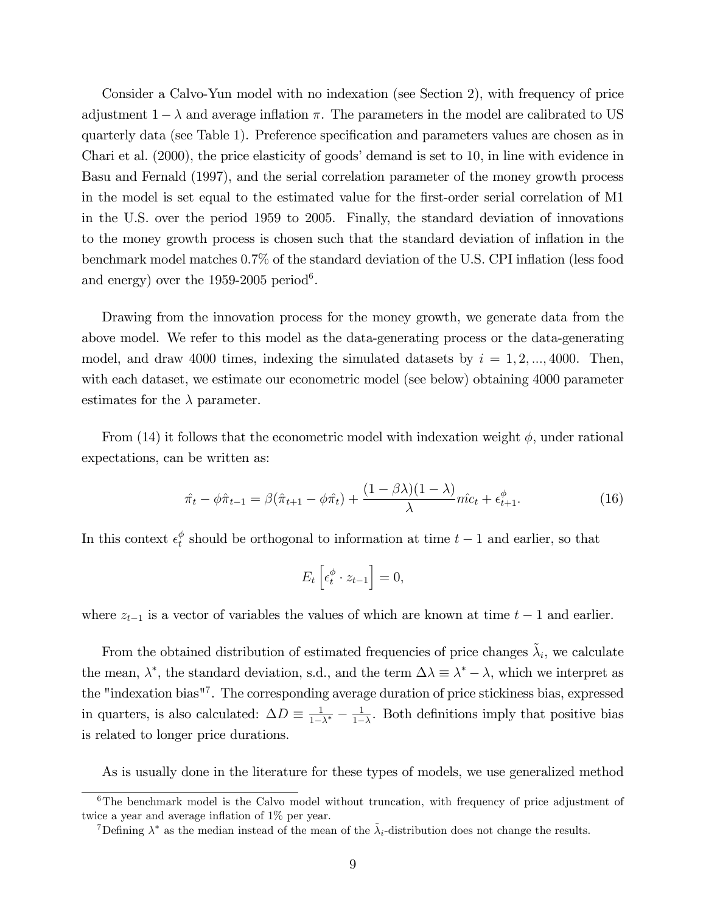Consider a Calvo-Yun model with no indexation (see Section 2), with frequency of price adjustment $1 - \lambda$ and average inflation $\pi$. The parameters in the model are calibrated to US quarterly data (see Table 1). Preference specification and parameters values are chosen as in Chari et al. (2000), the price elasticity of goods' demand is set to 10, in line with evidence in Basu and Fernald (1997), and the serial correlation parameter of the money growth process in the model is set equal to the estimated value for the first-order serial correlation of M1 in the U.S. over the period 1959 to 2005. Finally, the standard deviation of innovations to the money growth process is chosen such that the standard deviation of inflation in the benchmark model matches 0.7% of the standard deviation of the U.S. CPI inflation (less food and energy) over the 1959-2005 period[6].

Drawing from the innovation process for the money growth, we generate data from the above model. We refer to this model as the data-generating process or the data-generating model, and draw 4000 times, indexing the simulated datasets by $i = 1, 2, ..., 4000$. Then, with each dataset, we estimate our econometric model (see below) obtaining 4000 parameter estimates for the $\lambda$ parameter.

From (14) it follows that the econometric model with indexation weight $\phi$, under rational expectations, can be written as:

$$\hat{\pi}_t - \phi\hat{\pi}_{t-1} = \beta(\hat{\pi}_{t+1} - \phi\hat{\pi}_t) + \frac{(1-\beta\lambda)(1-\lambda)}{\lambda}\hat{mc}_t + \epsilon^{\phi}_{t+1}. \tag{16}$$

In this context $\epsilon^{\phi}_t$ should be orthogonal to information at time $t-1$ and earlier, so that

$$E_t\left[\epsilon^{\phi}_t \cdot z_{t-1}\right] = 0,$$

where $z_{t-1}$ is a vector of variables the values of which are known at time $t-1$ and earlier.

From the obtained distribution of estimated frequencies of price changes $\tilde{\lambda}_i$, we calculate the mean, $\lambda^*$, the standard deviation, s.d., and the term $\Delta\lambda \equiv \lambda^* - \lambda$, which we interpret as the "indexation bias"[7]. The corresponding average duration of price stickiness bias, expressed in quarters, is also calculated: $\Delta D \equiv \frac{1}{1-\lambda^*} - \frac{1}{1-\lambda}$. Both definitions imply that positive bias is related to longer price durations.

As is usually done in the literature for these types of models, we use generalized method

---

[6] The benchmark model is the Calvo model without truncation, with frequency of price adjustment of twice a year and average inflation of 1% per year.

[7] Defining $\lambda^*$ as the median instead of the mean of the $\tilde{\lambda}_i$-distribution does not change the results.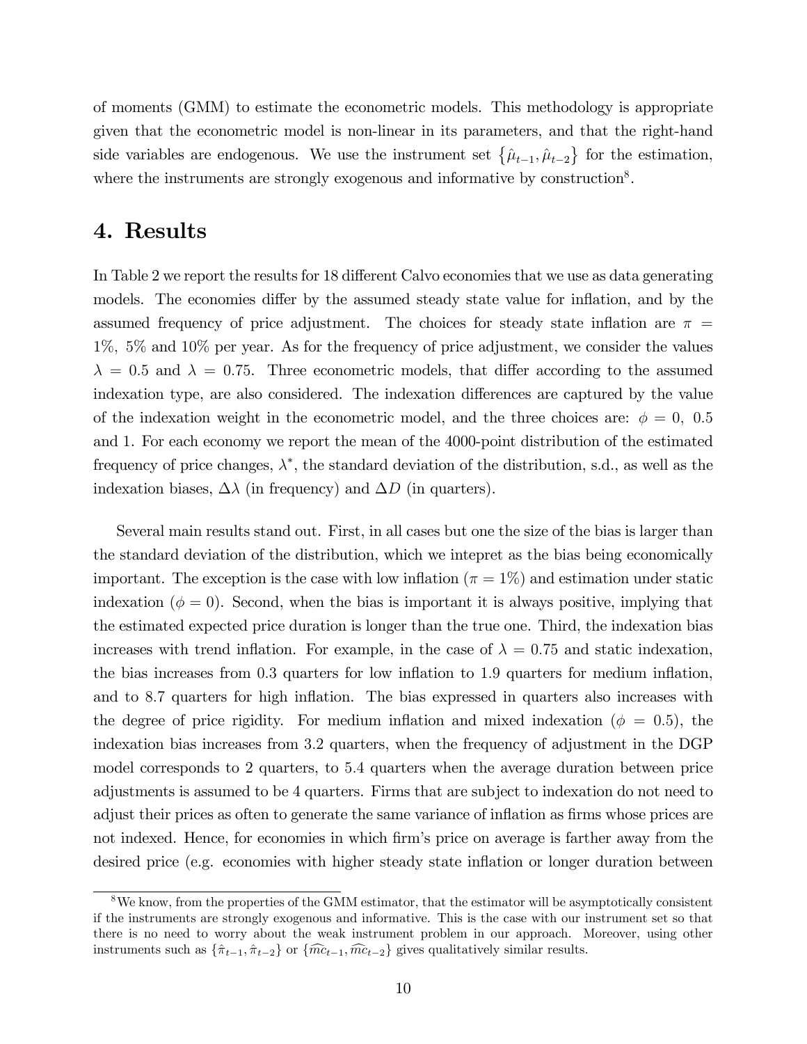of moments (GMM) to estimate the econometric models. This methodology is appropriate given that the econometric model is non-linear in its parameters, and that the right-hand side variables are endogenous. We use the instrument set $\{\hat{\mu}_{t-1}, \hat{\mu}_{t-2}\}$ for the estimation, where the instruments are strongly exogenous and informative by construction[8].

# 4. Results

In Table 2 we report the results for 18 different Calvo economies that we use as data generating models. The economies differ by the assumed steady state value for inflation, and by the assumed frequency of price adjustment. The choices for steady state inflation are $\pi = 1\%$, $5\%$ and $10\%$ per year. As for the frequency of price adjustment, we consider the values $\lambda = 0.5$ and $\lambda = 0.75$. Three econometric models, that differ according to the assumed indexation type, are also considered. The indexation differences are captured by the value of the indexation weight in the econometric model, and the three choices are: $\phi = 0,\ 0.5$ and 1. For each economy we report the mean of the 4000-point distribution of the estimated frequency of price changes, $\lambda^*$, the standard deviation of the distribution, s.d., as well as the indexation biases, $\Delta\lambda$ (in frequency) and $\Delta D$ (in quarters).

Several main results stand out. First, in all cases but one the size of the bias is larger than the standard deviation of the distribution, which we intepret as the bias being economically important. The exception is the case with low inflation ($\pi = 1\%$) and estimation under static indexation ($\phi = 0$). Second, when the bias is important it is always positive, implying that the estimated expected price duration is longer than the true one. Third, the indexation bias increases with trend inflation. For example, in the case of $\lambda = 0.75$ and static indexation, the bias increases from 0.3 quarters for low inflation to 1.9 quarters for medium inflation, and to 8.7 quarters for high inflation. The bias expressed in quarters also increases with the degree of price rigidity. For medium inflation and mixed indexation ($\phi = 0.5$), the indexation bias increases from 3.2 quarters, when the frequency of adjustment in the DGP model corresponds to 2 quarters, to 5.4 quarters when the average duration between price adjustments is assumed to be 4 quarters. Firms that are subject to indexation do not need to adjust their prices as often to generate the same variance of inflation as firms whose prices are not indexed. Hence, for economies in which firm's price on average is farther away from the desired price (e.g. economies with higher steady state inflation or longer duration between

[8] We know, from the properties of the GMM estimator, that the estimator will be asymptotically consistent if the instruments are strongly exogenous and informative. This is the case with our instrument set so that there is no need to worry about the weak instrument problem in our approach. Moreover, using other instruments such as $\{\hat{\pi}_{t-1}, \hat{\pi}_{t-2}\}$ or $\{\widehat{mc}_{t-1}, \widehat{mc}_{t-2}\}$ gives qualitatively similar results.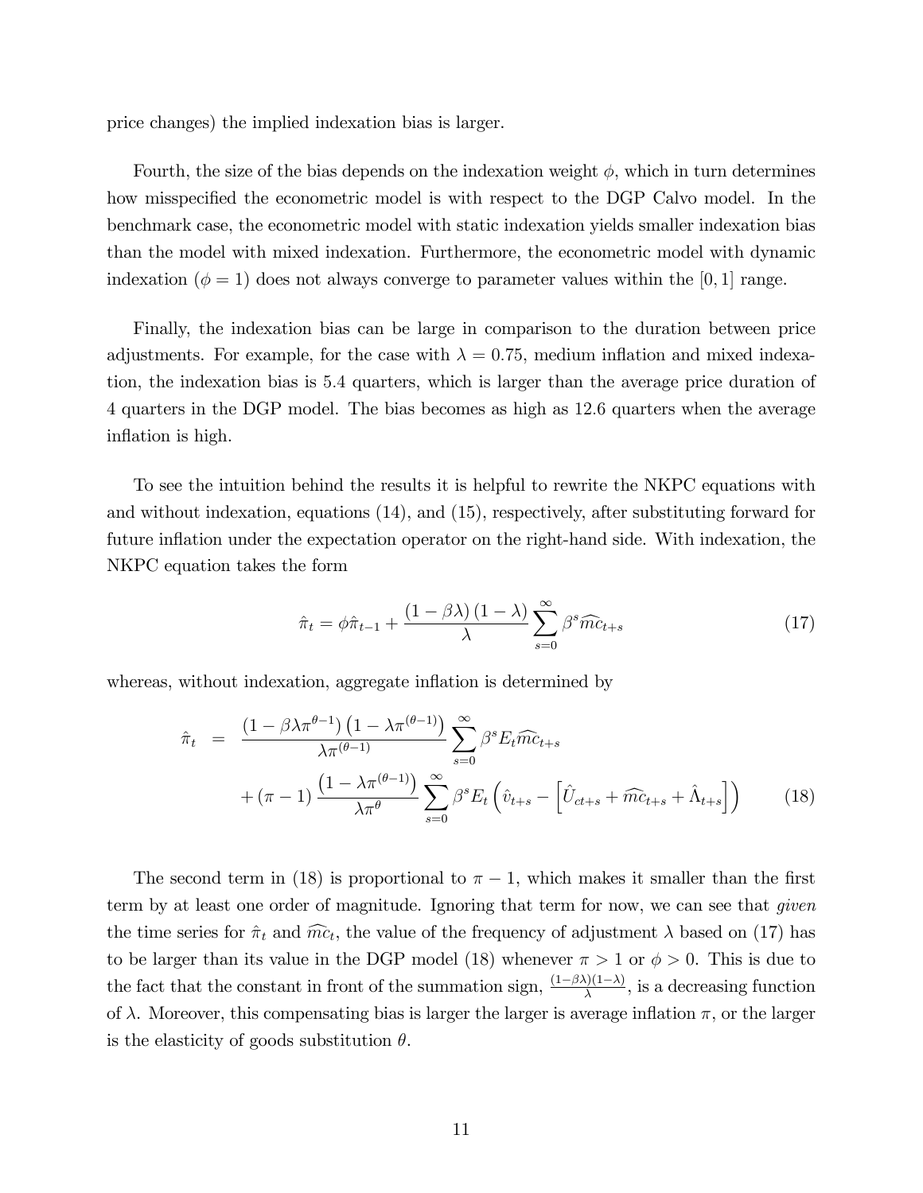price changes) the implied indexation bias is larger.

Fourth, the size of the bias depends on the indexation weight $\phi$, which in turn determines how misspecified the econometric model is with respect to the DGP Calvo model. In the benchmark case, the econometric model with static indexation yields smaller indexation bias than the model with mixed indexation. Furthermore, the econometric model with dynamic indexation ($\phi = 1$) does not always converge to parameter values within the $[0, 1]$ range.

Finally, the indexation bias can be large in comparison to the duration between price adjustments. For example, for the case with $\lambda = 0.75$, medium inflation and mixed indexation, the indexation bias is 5.4 quarters, which is larger than the average price duration of 4 quarters in the DGP model. The bias becomes as high as 12.6 quarters when the average inflation is high.

To see the intuition behind the results it is helpful to rewrite the NKPC equations with and without indexation, equations (14), and (15), respectively, after substituting forward for future inflation under the expectation operator on the right-hand side. With indexation, the NKPC equation takes the form

$$\hat{\pi}_t = \phi \hat{\pi}_{t-1} + \frac{(1-\beta\lambda)(1-\lambda)}{\lambda} \sum_{s=0}^{\infty} \beta^s \widehat{mc}_{t+s} \tag{17}$$

whereas, without indexation, aggregate inflation is determined by

$$\begin{aligned} \hat{\pi}_t \quad = \quad & \frac{\left(1-\beta\lambda\pi^{\theta-1}\right)\left(1-\lambda\pi^{(\theta-1)}\right)}{\lambda\pi^{(\theta-1)}} \sum_{s=0}^{\infty} \beta^s E_t \widehat{mc}_{t+s} \\ & + (\pi - 1) \frac{\left(1-\lambda\pi^{(\theta-1)}\right)}{\lambda\pi^{\theta}} \sum_{s=0}^{\infty} \beta^s E_t \left( \hat{v}_{t+s} - \left[ \hat{U}_{ct+s} + \widehat{mc}_{t+s} + \hat{\Lambda}_{t+s} \right] \right) \end{aligned} \tag{18}$$

The second term in (18) is proportional to $\pi - 1$, which makes it smaller than the first term by at least one order of magnitude. Ignoring that term for now, we can see that *given* the time series for $\hat{\pi}_t$ and $\widehat{mc}_t$, the value of the frequency of adjustment $\lambda$ based on (17) has to be larger than its value in the DGP model (18) whenever $\pi > 1$ or $\phi > 0$. This is due to the fact that the constant in front of the summation sign, $\frac{(1-\beta\lambda)(1-\lambda)}{\lambda}$, is a decreasing function of $\lambda$. Moreover, this compensating bias is larger the larger is average inflation $\pi$, or the larger is the elasticity of goods substitution $\theta$.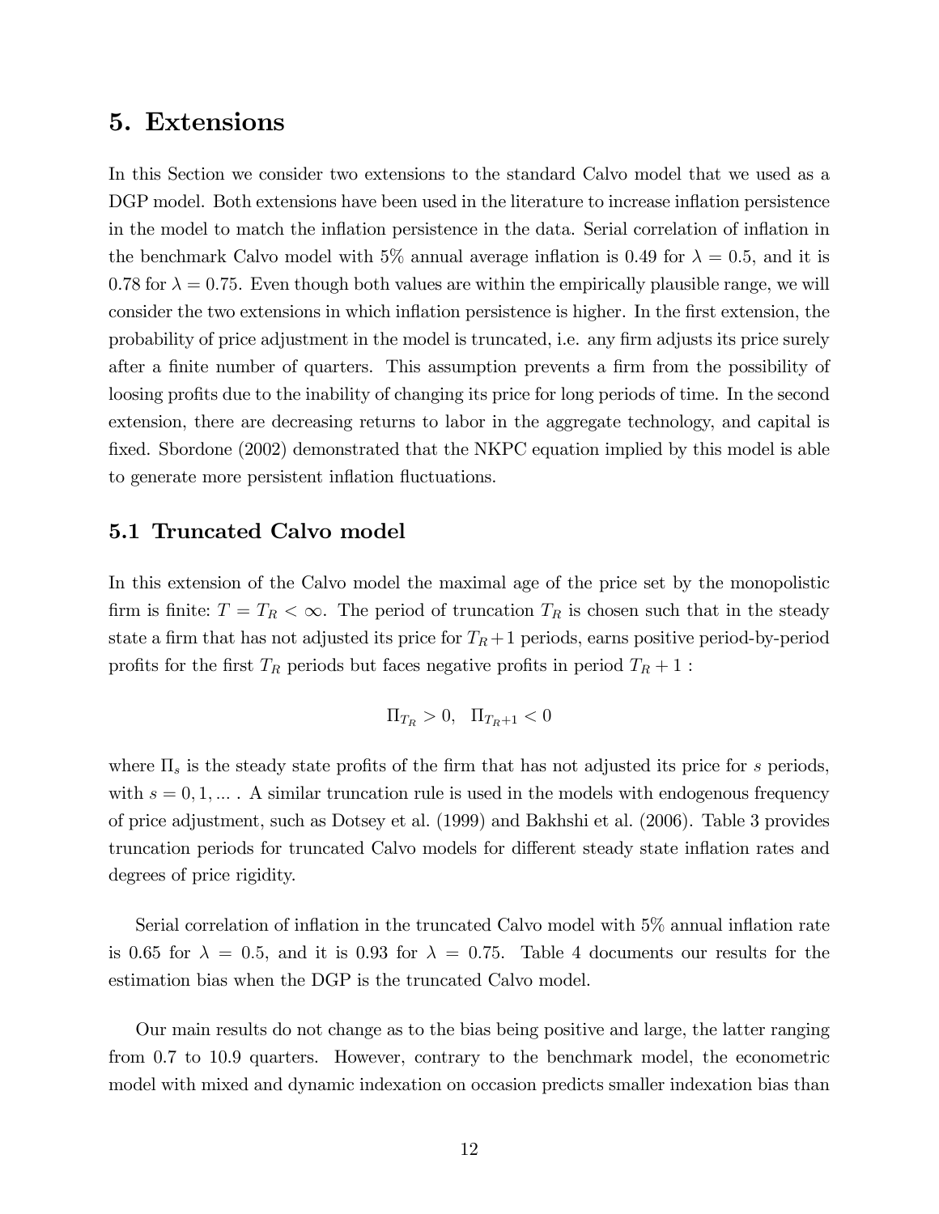# 5. Extensions

In this Section we consider two extensions to the standard Calvo model that we used as a DGP model. Both extensions have been used in the literature to increase inflation persistence in the model to match the inflation persistence in the data. Serial correlation of inflation in the benchmark Calvo model with 5% annual average inflation is 0.49 for $\lambda = 0.5$, and it is 0.78 for $\lambda = 0.75$. Even though both values are within the empirically plausible range, we will consider the two extensions in which inflation persistence is higher. In the first extension, the probability of price adjustment in the model is truncated, i.e. any firm adjusts its price surely after a finite number of quarters. This assumption prevents a firm from the possibility of loosing profits due to the inability of changing its price for long periods of time. In the second extension, there are decreasing returns to labor in the aggregate technology, and capital is fixed. Sbordone (2002) demonstrated that the NKPC equation implied by this model is able to generate more persistent inflation fluctuations.

## 5.1 Truncated Calvo model

In this extension of the Calvo model the maximal age of the price set by the monopolistic firm is finite: $T = T_R < \infty$. The period of truncation $T_R$ is chosen such that in the steady state a firm that has not adjusted its price for $T_R + 1$ periods, earns positive period-by-period profits for the first $T_R$ periods but faces negative profits in period $T_R + 1$ :

$$\Pi_{T_R} > 0, \quad \Pi_{T_R+1} < 0$$

where $\Pi_s$ is the steady state profits of the firm that has not adjusted its price for $s$ periods, with $s = 0, 1, ...$ . A similar truncation rule is used in the models with endogenous frequency of price adjustment, such as Dotsey et al. (1999) and Bakhshi et al. (2006). Table 3 provides truncation periods for truncated Calvo models for different steady state inflation rates and degrees of price rigidity.

Serial correlation of inflation in the truncated Calvo model with 5% annual inflation rate is 0.65 for $\lambda = 0.5$, and it is 0.93 for $\lambda = 0.75$. Table 4 documents our results for the estimation bias when the DGP is the truncated Calvo model.

Our main results do not change as to the bias being positive and large, the latter ranging from 0.7 to 10.9 quarters. However, contrary to the benchmark model, the econometric model with mixed and dynamic indexation on occasion predicts smaller indexation bias than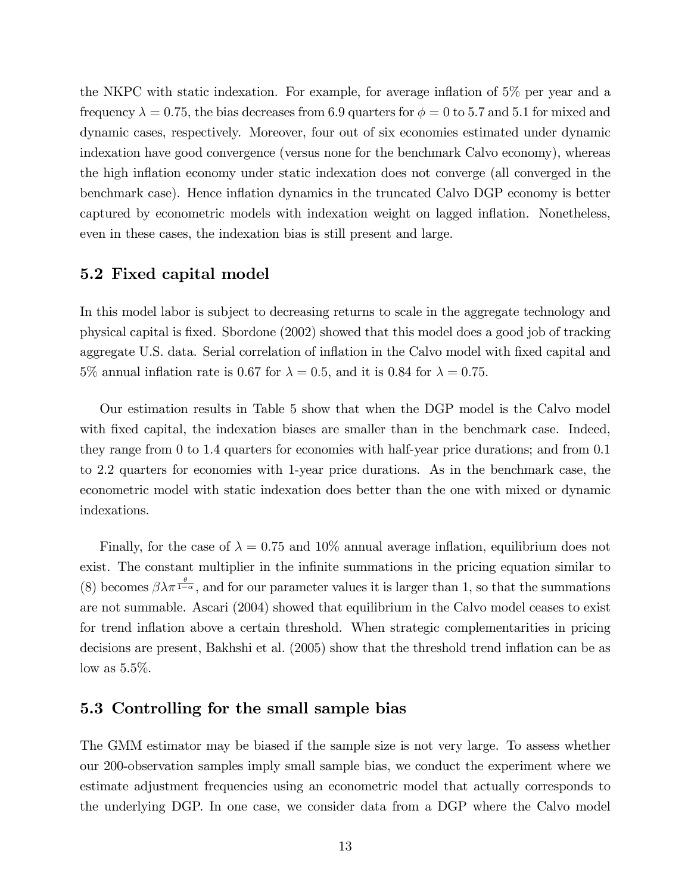the NKPC with static indexation. For example, for average inflation of 5% per year and a frequency $\lambda = 0.75$, the bias decreases from 6.9 quarters for $\phi = 0$ to 5.7 and 5.1 for mixed and dynamic cases, respectively. Moreover, four out of six economies estimated under dynamic indexation have good convergence (versus none for the benchmark Calvo economy), whereas the high inflation economy under static indexation does not converge (all converged in the benchmark case). Hence inflation dynamics in the truncated Calvo DGP economy is better captured by econometric models with indexation weight on lagged inflation. Nonetheless, even in these cases, the indexation bias is still present and large.

## 5.2 Fixed capital model

In this model labor is subject to decreasing returns to scale in the aggregate technology and physical capital is fixed. Sbordone (2002) showed that this model does a good job of tracking aggregate U.S. data. Serial correlation of inflation in the Calvo model with fixed capital and 5% annual inflation rate is 0.67 for $\lambda = 0.5$, and it is 0.84 for $\lambda = 0.75$.

Our estimation results in Table 5 show that when the DGP model is the Calvo model with fixed capital, the indexation biases are smaller than in the benchmark case. Indeed, they range from 0 to 1.4 quarters for economies with half-year price durations; and from 0.1 to 2.2 quarters for economies with 1-year price durations. As in the benchmark case, the econometric model with static indexation does better than the one with mixed or dynamic indexations.

Finally, for the case of $\lambda = 0.75$ and 10% annual average inflation, equilibrium does not exist. The constant multiplier in the infinite summations in the pricing equation similar to (8) becomes $\beta\lambda\pi^{\frac{\theta}{1-\alpha}}$, and for our parameter values it is larger than 1, so that the summations are not summable. Ascari (2004) showed that equilibrium in the Calvo model ceases to exist for trend inflation above a certain threshold. When strategic complementarities in pricing decisions are present, Bakhshi et al. (2005) show that the threshold trend inflation can be as low as 5.5%.

## 5.3 Controlling for the small sample bias

The GMM estimator may be biased if the sample size is not very large. To assess whether our 200-observation samples imply small sample bias, we conduct the experiment where we estimate adjustment frequencies using an econometric model that actually corresponds to the underlying DGP. In one case, we consider data from a DGP where the Calvo model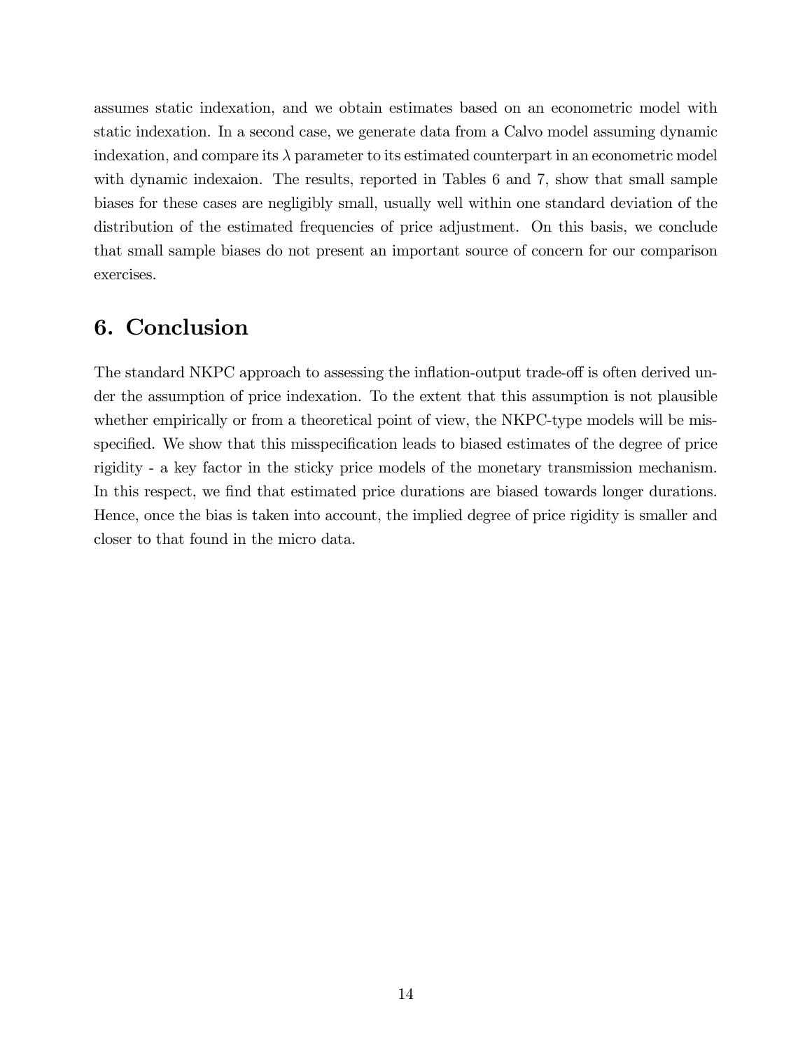assumes static indexation, and we obtain estimates based on an econometric model with static indexation. In a second case, we generate data from a Calvo model assuming dynamic indexation, and compare its $\lambda$ parameter to its estimated counterpart in an econometric model with dynamic indexaion. The results, reported in Tables 6 and 7, show that small sample biases for these cases are negligibly small, usually well within one standard deviation of the distribution of the estimated frequencies of price adjustment. On this basis, we conclude that small sample biases do not present an important source of concern for our comparison exercises.

## 6. Conclusion

The standard NKPC approach to assessing the inflation-output trade-off is often derived under the assumption of price indexation. To the extent that this assumption is not plausible whether empirically or from a theoretical point of view, the NKPC-type models will be misspecified. We show that this misspecification leads to biased estimates of the degree of price rigidity - a key factor in the sticky price models of the monetary transmission mechanism. In this respect, we find that estimated price durations are biased towards longer durations. Hence, once the bias is taken into account, the implied degree of price rigidity is smaller and closer to that found in the micro data.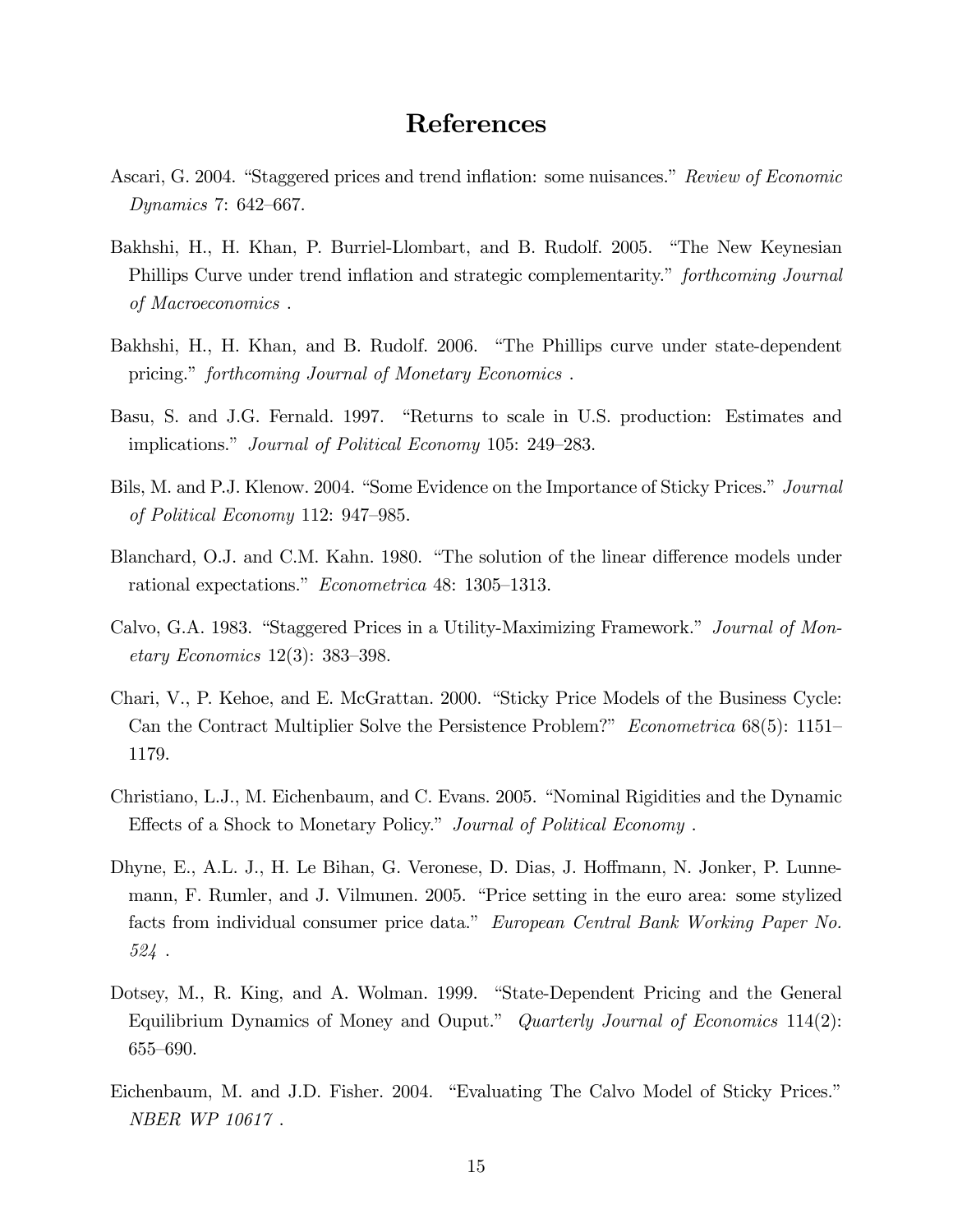# References

Ascari, G. 2004. "Staggered prices and trend inflation: some nuisances." *Review of Economic Dynamics* 7: 642–667.

Bakhshi, H., H. Khan, P. Burriel-Llombart, and B. Rudolf. 2005. "The New Keynesian Phillips Curve under trend inflation and strategic complementarity." *forthcoming Journal of Macroeconomics* .

Bakhshi, H., H. Khan, and B. Rudolf. 2006. "The Phillips curve under state-dependent pricing." *forthcoming Journal of Monetary Economics* .

Basu, S. and J.G. Fernald. 1997. "Returns to scale in U.S. production: Estimates and implications." *Journal of Political Economy* 105: 249–283.

Bils, M. and P.J. Klenow. 2004. "Some Evidence on the Importance of Sticky Prices." *Journal of Political Economy* 112: 947–985.

Blanchard, O.J. and C.M. Kahn. 1980. "The solution of the linear difference models under rational expectations." *Econometrica* 48: 1305–1313.

Calvo, G.A. 1983. "Staggered Prices in a Utility-Maximizing Framework." *Journal of Monetary Economics* 12(3): 383–398.

Chari, V., P. Kehoe, and E. McGrattan. 2000. "Sticky Price Models of the Business Cycle: Can the Contract Multiplier Solve the Persistence Problem?" *Econometrica* 68(5): 1151–1179.

Christiano, L.J., M. Eichenbaum, and C. Evans. 2005. "Nominal Rigidities and the Dynamic Effects of a Shock to Monetary Policy." *Journal of Political Economy* .

Dhyne, E., A.L. J., H. Le Bihan, G. Veronese, D. Dias, J. Hoffmann, N. Jonker, P. Lunnemann, F. Rumler, and J. Vilmunen. 2005. "Price setting in the euro area: some stylized facts from individual consumer price data." *European Central Bank Working Paper No. 524* .

Dotsey, M., R. King, and A. Wolman. 1999. "State-Dependent Pricing and the General Equilibrium Dynamics of Money and Ouput." *Quarterly Journal of Economics* 114(2): 655–690.

Eichenbaum, M. and J.D. Fisher. 2004. "Evaluating The Calvo Model of Sticky Prices." *NBER WP 10617* .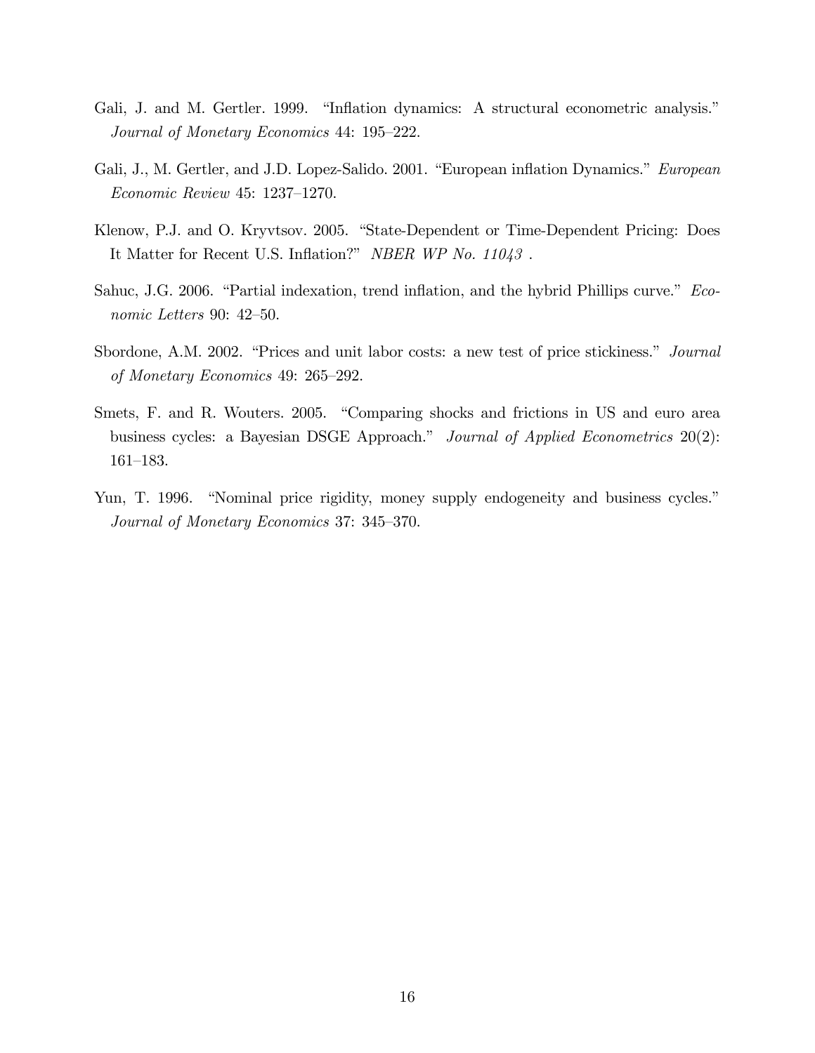Gali, J. and M. Gertler. 1999. "Inflation dynamics: A structural econometric analysis." *Journal of Monetary Economics* 44: 195–222.

Gali, J., M. Gertler, and J.D. Lopez-Salido. 2001. "European inflation Dynamics." *European Economic Review* 45: 1237–1270.

Klenow, P.J. and O. Kryvtsov. 2005. "State-Dependent or Time-Dependent Pricing: Does It Matter for Recent U.S. Inflation?" *NBER WP No. 11043* .

Sahuc, J.G. 2006. "Partial indexation, trend inflation, and the hybrid Phillips curve." *Economic Letters* 90: 42–50.

Sbordone, A.M. 2002. "Prices and unit labor costs: a new test of price stickiness." *Journal of Monetary Economics* 49: 265–292.

Smets, F. and R. Wouters. 2005. "Comparing shocks and frictions in US and euro area business cycles: a Bayesian DSGE Approach." *Journal of Applied Econometrics* 20(2): 161–183.

Yun, T. 1996. "Nominal price rigidity, money supply endogeneity and business cycles." *Journal of Monetary Economics* 37: 345–370.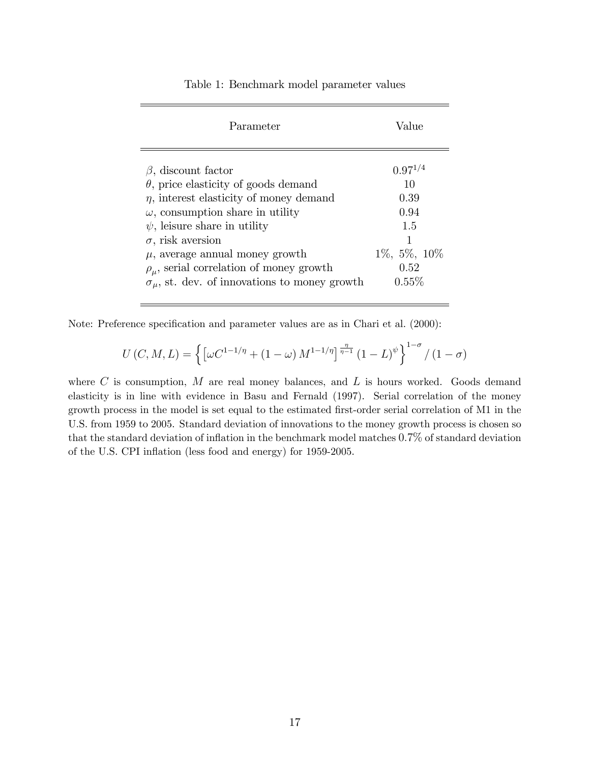Table 1: Benchmark model parameter values

| Parameter | Value |
|---|---|
| $\beta$, discount factor | $0.97^{1/4}$ |
| $\theta$, price elasticity of goods demand | 10 |
| $\eta$, interest elasticity of money demand | 0.39 |
| $\omega$, consumption share in utility | 0.94 |
| $\psi$, leisure share in utility | 1.5 |
| $\sigma$, risk aversion | 1 |
| $\mu$, average annual money growth | 1%, 5%, 10% |
| $\rho_\mu$, serial correlation of money growth | 0.52 |
| $\sigma_\mu$, st. dev. of innovations to money growth | 0.55% |

Note: Preference specification and parameter values are as in Chari et al. (2000):

$$U(C, M, L) = \left\{ \left[ \omega C^{1-1/\eta} + (1-\omega) M^{1-1/\eta} \right]^{\frac{\eta}{\eta-1}} (1-L)^{\psi} \right\}^{1-\sigma} / (1-\sigma)$$

where $C$ is consumption, $M$ are real money balances, and $L$ is hours worked. Goods demand elasticity is in line with evidence in Basu and Fernald (1997). Serial correlation of the money growth process in the model is set equal to the estimated first-order serial correlation of M1 in the U.S. from 1959 to 2005. Standard deviation of innovations to the money growth process is chosen so that the standard deviation of inflation in the benchmark model matches 0.7% of standard deviation of the U.S. CPI inflation (less food and energy) for 1959-2005.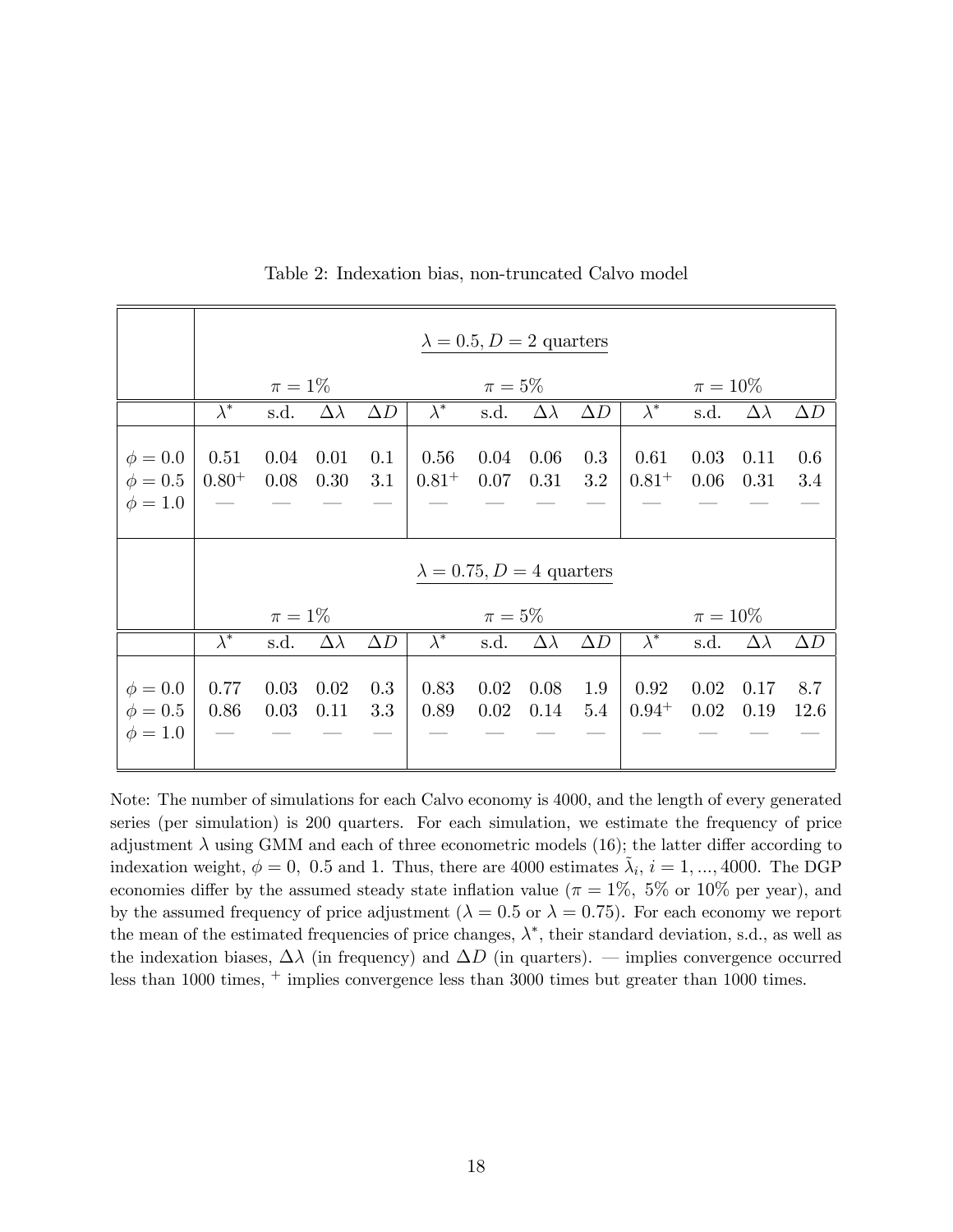Table 2: Indexation bias, non-truncated Calvo model

| | $\lambda = 0.5, D = 2$ quarters | | | | | | | | | | | |
|---|---|---|---|---|---|---|---|---|---|---|---|---|
| | $\pi = 1\%$ | | | | $\pi = 5\%$ | | | | $\pi = 10\%$ | | | |
| | $\lambda^*$ | s.d. | $\Delta\lambda$ | $\Delta D$ | $\lambda^*$ | s.d. | $\Delta\lambda$ | $\Delta D$ | $\lambda^*$ | s.d. | $\Delta\lambda$ | $\Delta D$ |
| $\phi = 0.0$ | 0.51 | 0.04 | 0.01 | 0.1 | 0.56 | 0.04 | 0.06 | 0.3 | 0.61 | 0.03 | 0.11 | 0.6 |
| $\phi = 0.5$ | $0.80^+$ | 0.08 | 0.30 | 3.1 | $0.81^+$ | 0.07 | 0.31 | 3.2 | $0.81^+$ | 0.06 | 0.31 | 3.4 |
| $\phi = 1.0$ | — | — | — | — | — | — | — | — | — | — | — | — |
| | $\lambda = 0.75, D = 4$ quarters | | | | | | | | | | | |
| | $\pi = 1\%$ | | | | $\pi = 5\%$ | | | | $\pi = 10\%$ | | | |
| | $\lambda^*$ | s.d. | $\Delta\lambda$ | $\Delta D$ | $\lambda^*$ | s.d. | $\Delta\lambda$ | $\Delta D$ | $\lambda^*$ | s.d. | $\Delta\lambda$ | $\Delta D$ |
| $\phi = 0.0$ | 0.77 | 0.03 | 0.02 | 0.3 | 0.83 | 0.02 | 0.08 | 1.9 | 0.92 | 0.02 | 0.17 | 8.7 |
| $\phi = 0.5$ | 0.86 | 0.03 | 0.11 | 3.3 | 0.89 | 0.02 | 0.14 | 5.4 | $0.94^+$ | 0.02 | 0.19 | 12.6 |
| $\phi = 1.0$ | — | — | — | — | — | — | — | — | — | — | — | — |

Note: The number of simulations for each Calvo economy is 4000, and the length of every generated series (per simulation) is 200 quarters. For each simulation, we estimate the frequency of price adjustment $\lambda$ using GMM and each of three econometric models (16); the latter differ according to indexation weight, $\phi = 0,\ 0.5$ and 1. Thus, there are 4000 estimates $\tilde{\lambda}_i$, $i = 1, ..., 4000$. The DGP economies differ by the assumed steady state inflation value ($\pi = 1\%,\ 5\%$ or $10\%$ per year), and by the assumed frequency of price adjustment ($\lambda = 0.5$ or $\lambda = 0.75$). For each economy we report the mean of the estimated frequencies of price changes, $\lambda^*$, their standard deviation, s.d., as well as the indexation biases, $\Delta\lambda$ (in frequency) and $\Delta D$ (in quarters). — implies convergence occurred less than 1000 times, $^+$ implies convergence less than 3000 times but greater than 1000 times.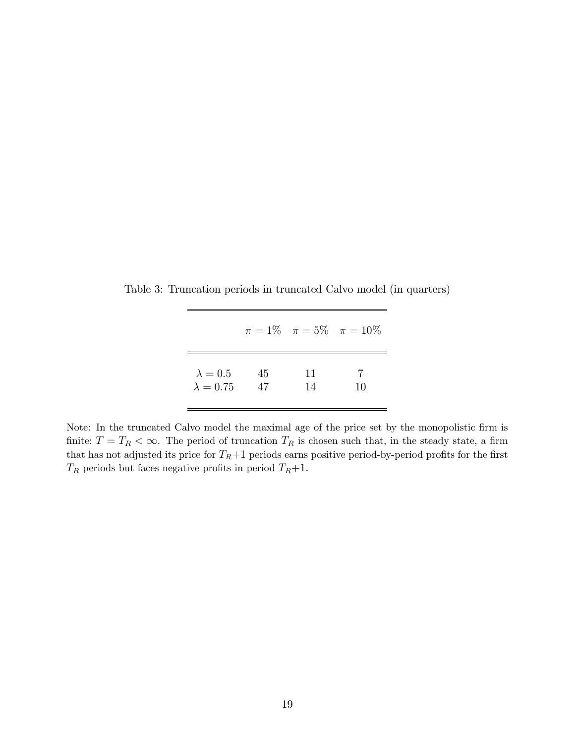Table 3: Truncation periods in truncated Calvo model (in quarters)

| | $\pi = 1\%$ | $\pi = 5\%$ | $\pi = 10\%$ |
|---|---|---|---|
| $\lambda = 0.5$ | 45 | 11 | 7 |
| $\lambda = 0.75$ | 47 | 14 | 10 |

Note: In the truncated Calvo model the maximal age of the price set by the monopolistic firm is finite: $T = T_R < \infty$. The period of truncation $T_R$ is chosen such that, in the steady state, a firm that has not adjusted its price for $T_R$+1 periods earns positive period-by-period profits for the first $T_R$ periods but faces negative profits in period $T_R$+1.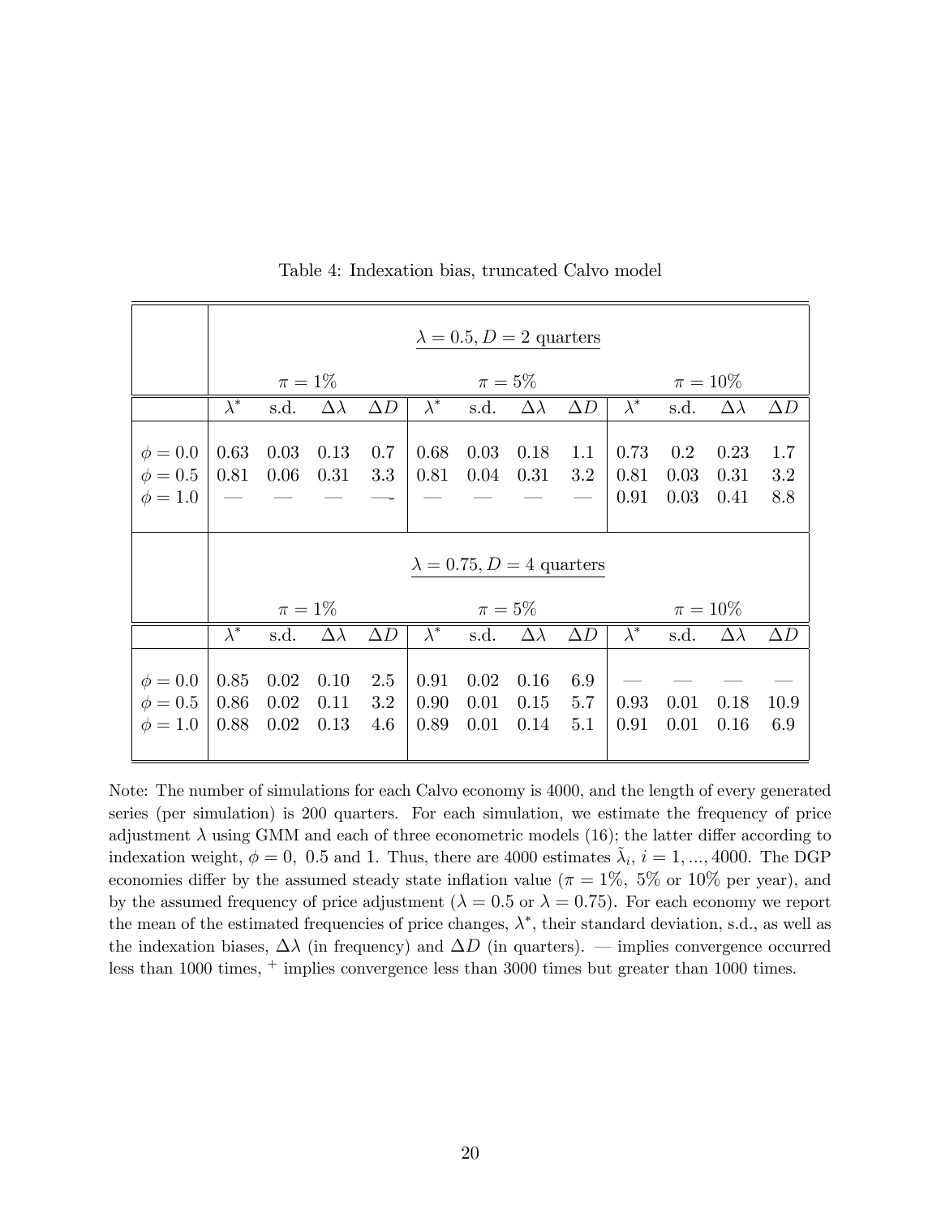Table 4: Indexation bias, truncated Calvo model

| | $\lambda = 0.5, D = 2$ quarters | | | | | | | | | | | |
|---|---|---|---|---|---|---|---|---|---|---|---|---|
| | $\pi = 1\%$ | | | | $\pi = 5\%$ | | | | $\pi = 10\%$ | | | |
| | $\lambda^*$ | s.d. | $\Delta\lambda$ | $\Delta D$ | $\lambda^*$ | s.d. | $\Delta\lambda$ | $\Delta D$ | $\lambda^*$ | s.d. | $\Delta\lambda$ | $\Delta D$ |
| $\phi = 0.0$ | 0.63 | 0.03 | 0.13 | 0.7 | 0.68 | 0.03 | 0.18 | 1.1 | 0.73 | 0.2 | 0.23 | 1.7 |
| $\phi = 0.5$ | 0.81 | 0.06 | 0.31 | 3.3 | 0.81 | 0.04 | 0.31 | 3.2 | 0.81 | 0.03 | 0.31 | 3.2 |
| $\phi = 1.0$ | — | — | — | — | — | — | — | — | 0.91 | 0.03 | 0.41 | 8.8 |
| | $\lambda = 0.75, D = 4$ quarters | | | | | | | | | | | |
| | $\pi = 1\%$ | | | | $\pi = 5\%$ | | | | $\pi = 10\%$ | | | |
| | $\lambda^*$ | s.d. | $\Delta\lambda$ | $\Delta D$ | $\lambda^*$ | s.d. | $\Delta\lambda$ | $\Delta D$ | $\lambda^*$ | s.d. | $\Delta\lambda$ | $\Delta D$ |
| $\phi = 0.0$ | 0.85 | 0.02 | 0.10 | 2.5 | 0.91 | 0.02 | 0.16 | 6.9 | — | — | — | — |
| $\phi = 0.5$ | 0.86 | 0.02 | 0.11 | 3.2 | 0.90 | 0.01 | 0.15 | 5.7 | 0.93 | 0.01 | 0.18 | 10.9 |
| $\phi = 1.0$ | 0.88 | 0.02 | 0.13 | 4.6 | 0.89 | 0.01 | 0.14 | 5.1 | 0.91 | 0.01 | 0.16 | 6.9 |

Note: The number of simulations for each Calvo economy is 4000, and the length of every generated series (per simulation) is 200 quarters. For each simulation, we estimate the frequency of price adjustment $\lambda$ using GMM and each of three econometric models (16); the latter differ according to indexation weight, $\phi = 0,\ 0.5$ and 1. Thus, there are 4000 estimates $\tilde{\lambda}_i$, $i = 1, ..., 4000$. The DGP economies differ by the assumed steady state inflation value ($\pi = 1\%,\ 5\%$ or $10\%$ per year), and by the assumed frequency of price adjustment ($\lambda = 0.5$ or $\lambda = 0.75$). For each economy we report the mean of the estimated frequencies of price changes, $\lambda^*$, their standard deviation, s.d., as well as the indexation biases, $\Delta\lambda$ (in frequency) and $\Delta D$ (in quarters). — implies convergence occurred less than 1000 times, $^+$ implies convergence less than 3000 times but greater than 1000 times.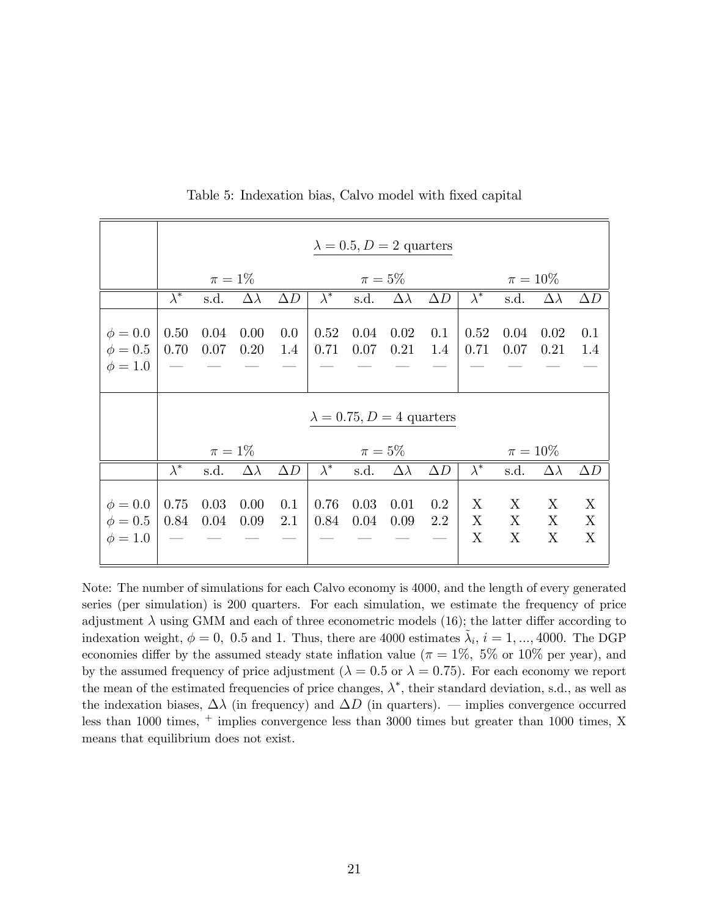Table 5: Indexation bias, Calvo model with fixed capital

| | $\lambda = 0.5, D = 2$ quarters | | | | | | | | | | | |
|---|---|---|---|---|---|---|---|---|---|---|---|---|
| | $\pi = 1\%$ | | | | $\pi = 5\%$ | | | | $\pi = 10\%$ | | | |
| | $\lambda^*$ | s.d. | $\Delta\lambda$ | $\Delta D$ | $\lambda^*$ | s.d. | $\Delta\lambda$ | $\Delta D$ | $\lambda^*$ | s.d. | $\Delta\lambda$ | $\Delta D$ |
| $\phi = 0.0$ | 0.50 | 0.04 | 0.00 | 0.0 | 0.52 | 0.04 | 0.02 | 0.1 | 0.52 | 0.04 | 0.02 | 0.1 |
| $\phi = 0.5$ | 0.70 | 0.07 | 0.20 | 1.4 | 0.71 | 0.07 | 0.21 | 1.4 | 0.71 | 0.07 | 0.21 | 1.4 |
| $\phi = 1.0$ | — | — | — | — | — | — | — | — | — | — | — | — |
| | $\lambda = 0.75, D = 4$ quarters | | | | | | | | | | | |
| | $\pi = 1\%$ | | | | $\pi = 5\%$ | | | | $\pi = 10\%$ | | | |
| | $\lambda^*$ | s.d. | $\Delta\lambda$ | $\Delta D$ | $\lambda^*$ | s.d. | $\Delta\lambda$ | $\Delta D$ | $\lambda^*$ | s.d. | $\Delta\lambda$ | $\Delta D$ |
| $\phi = 0.0$ | 0.75 | 0.03 | 0.00 | 0.1 | 0.76 | 0.03 | 0.01 | 0.2 | X | X | X | X |
| $\phi = 0.5$ | 0.84 | 0.04 | 0.09 | 2.1 | 0.84 | 0.04 | 0.09 | 2.2 | X | X | X | X |
| $\phi = 1.0$ | — | — | — | — | — | — | — | — | X | X | X | X |

Note: The number of simulations for each Calvo economy is 4000, and the length of every generated series (per simulation) is 200 quarters. For each simulation, we estimate the frequency of price adjustment $\lambda$ using GMM and each of three econometric models (16); the latter differ according to indexation weight, $\phi = 0,\ 0.5$ and 1. Thus, there are 4000 estimates $\tilde{\lambda}_i$, $i = 1, ..., 4000$. The DGP economies differ by the assumed steady state inflation value ($\pi = 1\%,\ 5\%$ or $10\%$ per year), and by the assumed frequency of price adjustment ($\lambda = 0.5$ or $\lambda = 0.75$). For each economy we report the mean of the estimated frequencies of price changes, $\lambda^*$, their standard deviation, s.d., as well as the indexation biases, $\Delta\lambda$ (in frequency) and $\Delta D$ (in quarters). — implies convergence occurred less than 1000 times, $^+$ implies convergence less than 3000 times but greater than 1000 times, X means that equilibrium does not exist.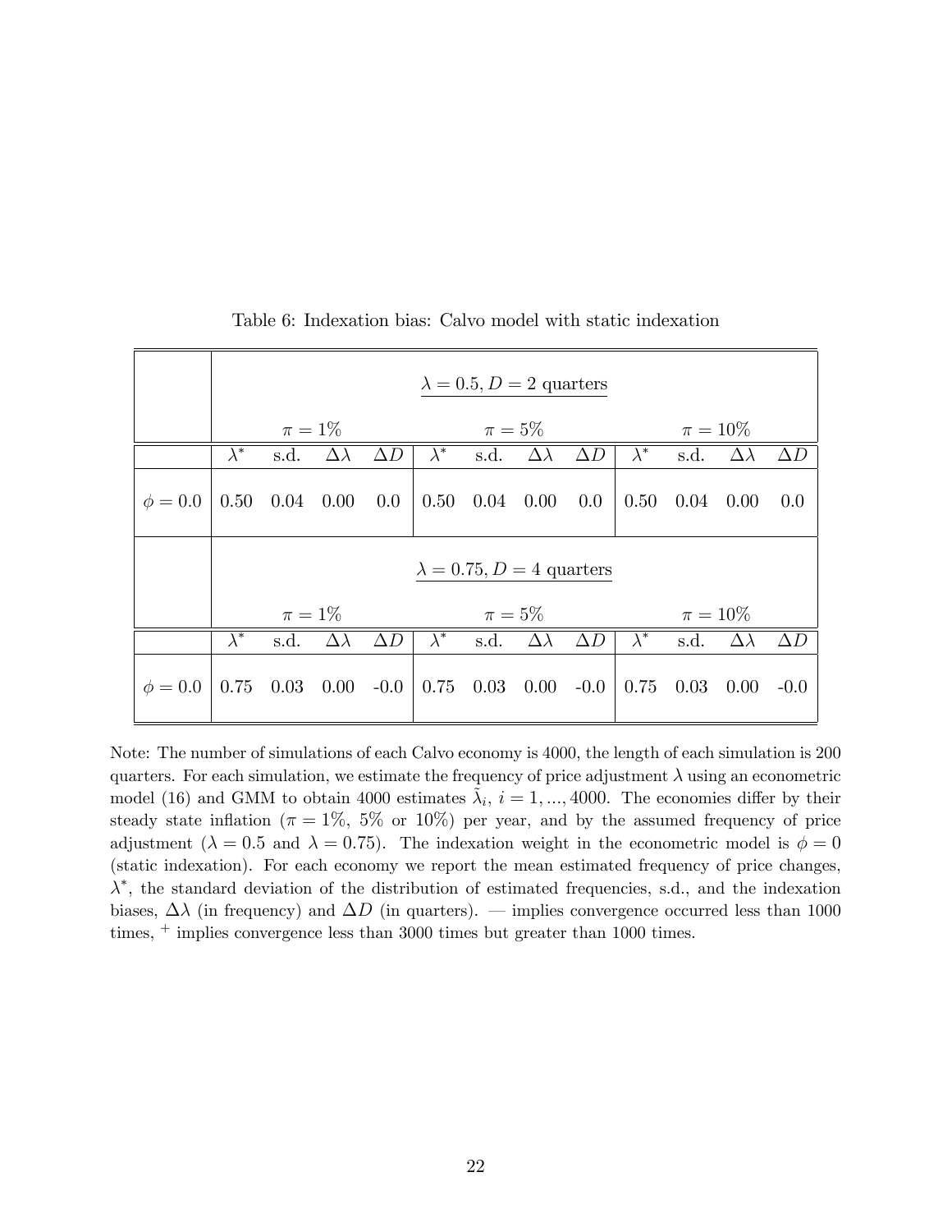Table 6: Indexation bias: Calvo model with static indexation

| | $\lambda = 0.5, D = 2$ quarters | | | | | | | | | | | |
|---|---|---|---|---|---|---|---|---|---|---|---|---|
| | $\pi = 1\%$ | | | | $\pi = 5\%$ | | | | $\pi = 10\%$ | | | |
| | $\lambda^*$ | s.d. | $\Delta\lambda$ | $\Delta D$ | $\lambda^*$ | s.d. | $\Delta\lambda$ | $\Delta D$ | $\lambda^*$ | s.d. | $\Delta\lambda$ | $\Delta D$ |
| $\phi = 0.0$ | 0.50 | 0.04 | 0.00 | 0.0 | 0.50 | 0.04 | 0.00 | 0.0 | 0.50 | 0.04 | 0.00 | 0.0 |
| | $\lambda = 0.75, D = 4$ quarters | | | | | | | | | | | |
| | $\pi = 1\%$ | | | | $\pi = 5\%$ | | | | $\pi = 10\%$ | | | |
| | $\lambda^*$ | s.d. | $\Delta\lambda$ | $\Delta D$ | $\lambda^*$ | s.d. | $\Delta\lambda$ | $\Delta D$ | $\lambda^*$ | s.d. | $\Delta\lambda$ | $\Delta D$ |
| $\phi = 0.0$ | 0.75 | 0.03 | 0.00 | -0.0 | 0.75 | 0.03 | 0.00 | -0.0 | 0.75 | 0.03 | 0.00 | -0.0 |

Note: The number of simulations of each Calvo economy is 4000, the length of each simulation is 200 quarters. For each simulation, we estimate the frequency of price adjustment $\lambda$ using an econometric model (16) and GMM to obtain 4000 estimates $\tilde{\lambda}_i$, $i = 1, ..., 4000$. The economies differ by their steady state inflation ($\pi = 1\%$, 5% or 10%) per year, and by the assumed frequency of price adjustment ($\lambda = 0.5$ and $\lambda = 0.75$). The indexation weight in the econometric model is $\phi = 0$ (static indexation). For each economy we report the mean estimated frequency of price changes, $\lambda^*$, the standard deviation of the distribution of estimated frequencies, s.d., and the indexation biases, $\Delta\lambda$ (in frequency) and $\Delta D$ (in quarters). — implies convergence occurred less than 1000 times, $^+$ implies convergence less than 3000 times but greater than 1000 times.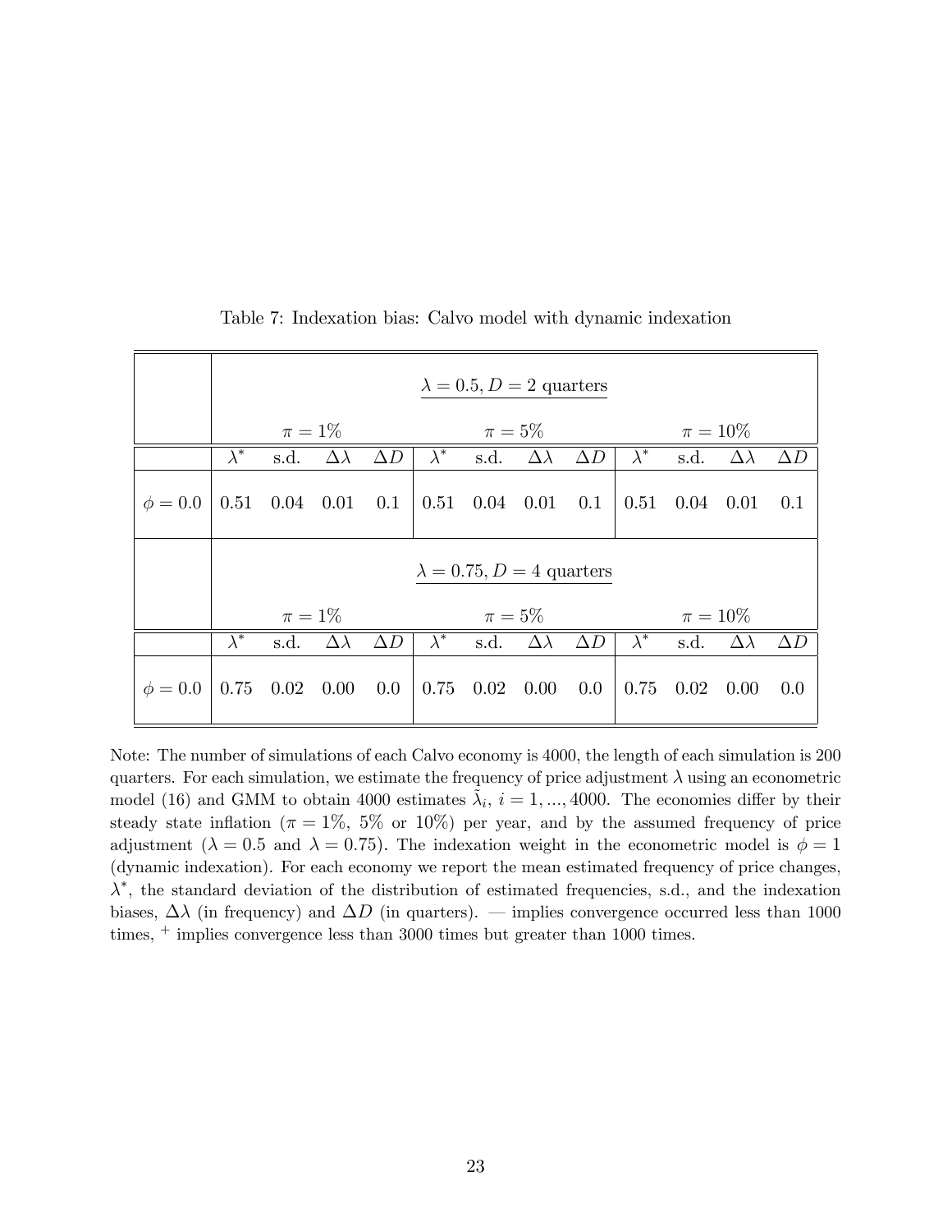Table 7: Indexation bias: Calvo model with dynamic indexation

| | $\lambda = 0.5, D = 2$ quarters | | | | | | | | | | | |
|---|---|---|---|---|---|---|---|---|---|---|---|---|
| | $\pi = 1\%$ | | | | $\pi = 5\%$ | | | | $\pi = 10\%$ | | | |
| | $\lambda^*$ | s.d. | $\Delta\lambda$ | $\Delta D$ | $\lambda^*$ | s.d. | $\Delta\lambda$ | $\Delta D$ | $\lambda^*$ | s.d. | $\Delta\lambda$ | $\Delta D$ |
| $\phi = 0.0$ | 0.51 | 0.04 | 0.01 | 0.1 | 0.51 | 0.04 | 0.01 | 0.1 | 0.51 | 0.04 | 0.01 | 0.1 |
| | $\lambda = 0.75, D = 4$ quarters | | | | | | | | | | | |
| | $\pi = 1\%$ | | | | $\pi = 5\%$ | | | | $\pi = 10\%$ | | | |
| | $\lambda^*$ | s.d. | $\Delta\lambda$ | $\Delta D$ | $\lambda^*$ | s.d. | $\Delta\lambda$ | $\Delta D$ | $\lambda^*$ | s.d. | $\Delta\lambda$ | $\Delta D$ |
| $\phi = 0.0$ | 0.75 | 0.02 | 0.00 | 0.0 | 0.75 | 0.02 | 0.00 | 0.0 | 0.75 | 0.02 | 0.00 | 0.0 |

Note: The number of simulations of each Calvo economy is 4000, the length of each simulation is 200 quarters. For each simulation, we estimate the frequency of price adjustment $\lambda$ using an econometric model (16) and GMM to obtain 4000 estimates $\tilde{\lambda}_i$, $i = 1, ..., 4000$. The economies differ by their steady state inflation ($\pi = 1\%$, 5% or 10%) per year, and by the assumed frequency of price adjustment ($\lambda = 0.5$ and $\lambda = 0.75$). The indexation weight in the econometric model is $\phi = 1$ (dynamic indexation). For each economy we report the mean estimated frequency of price changes, $\lambda^*$, the standard deviation of the distribution of estimated frequencies, s.d., and the indexation biases, $\Delta\lambda$ (in frequency) and $\Delta D$ (in quarters). — implies convergence occurred less than 1000 times, $^+$ implies convergence less than 3000 times but greater than 1000 times.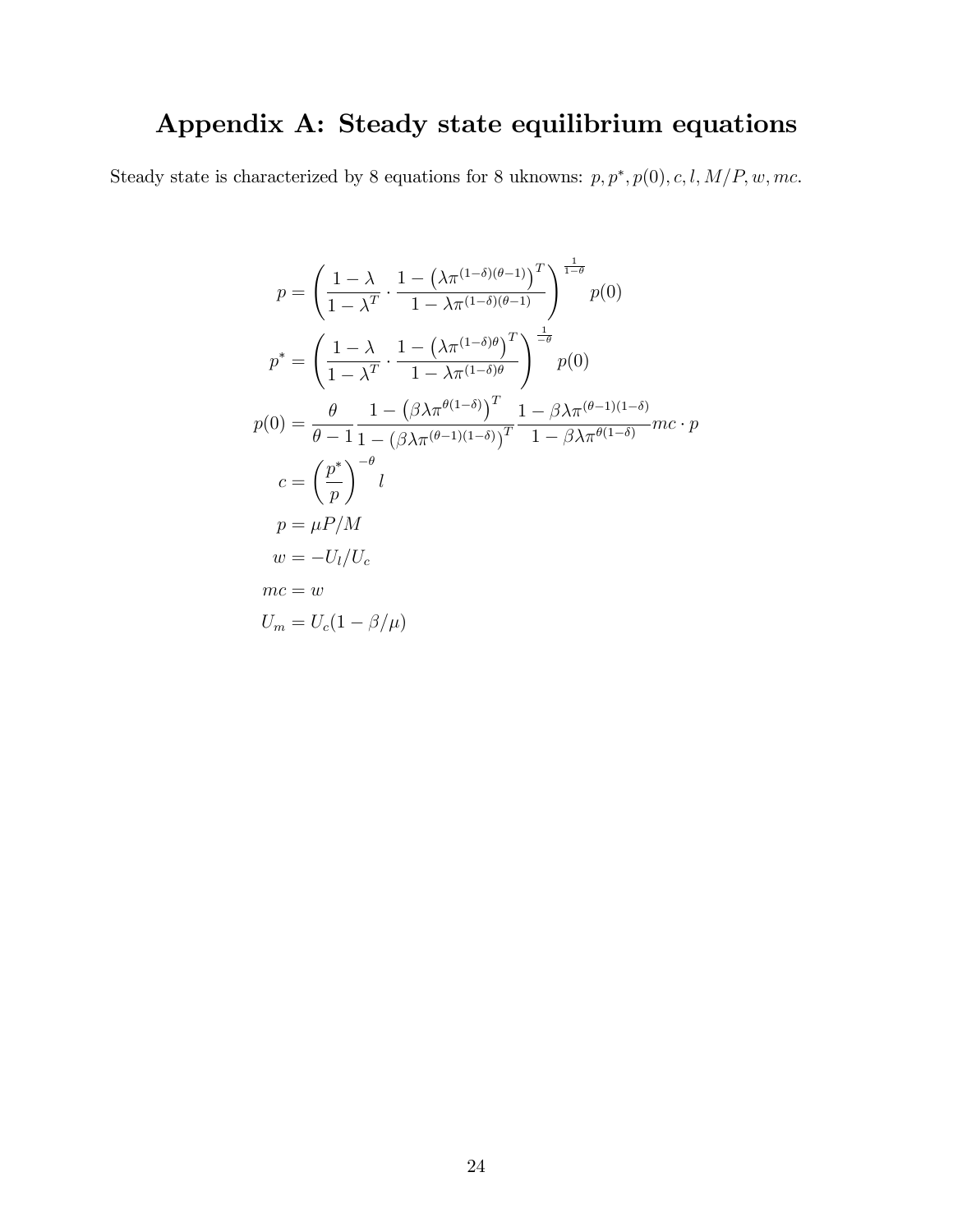# Appendix A: Steady state equilibrium equations

Steady state is characterized by 8 equations for 8 uknowns: $p, p^*, p(0), c, l, M/P, w, mc$.

$$p = \left( \frac{1-\lambda}{1-\lambda^T} \cdot \frac{1 - \left(\lambda \pi^{(1-\delta)(\theta-1)}\right)^T}{1 - \lambda \pi^{(1-\delta)(\theta-1)}} \right)^{\frac{1}{1-\theta}} p(0)$$

$$p^* = \left( \frac{1-\lambda}{1-\lambda^T} \cdot \frac{1 - \left(\lambda \pi^{(1-\delta)\theta}\right)^T}{1 - \lambda \pi^{(1-\delta)\theta}} \right)^{\frac{1}{-\theta}} p(0)$$

$$p(0) = \frac{\theta}{\theta - 1} \frac{1 - \left(\beta\lambda\pi^{\theta(1-\delta)}\right)^T}{1 - \left(\beta\lambda\pi^{(\theta-1)(1-\delta)}\right)^T} \frac{1 - \beta\lambda\pi^{(\theta-1)(1-\delta)}}{1 - \beta\lambda\pi^{\theta(1-\delta)}} mc \cdot p$$

$$c = \left(\frac{p^*}{p}\right)^{-\theta} l$$

$$p = \mu P/M$$

$$w = -U_l/U_c$$

$$mc = w$$

$$U_m = U_c(1 - \beta/\mu)$$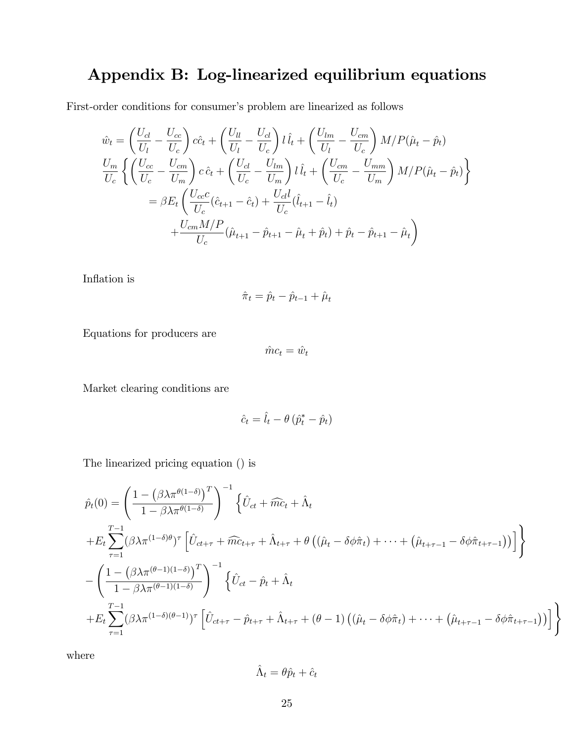# Appendix B: Log-linearized equilibrium equations

First-order conditions for consumer's problem are linearized as follows

$$
\begin{aligned}
\hat{w}_t &= \left(\frac{U_{cl}}{U_l} - \frac{U_{cc}}{U_c}\right) c\hat{c}_t + \left(\frac{U_{ll}}{U_l} - \frac{U_{cl}}{U_c}\right) l\,\hat{l}_t + \left(\frac{U_{lm}}{U_l} - \frac{U_{cm}}{U_c}\right) M/P(\hat{\mu}_t - \hat{p}_t) \\
\frac{U_m}{U_c} &\left\{ \left(\frac{U_{cc}}{U_c} - \frac{U_{cm}}{U_m}\right) c\,\hat{c}_t + \left(\frac{U_{cl}}{U_c} - \frac{U_{lm}}{U_m}\right) l\,\hat{l}_t + \left(\frac{U_{cm}}{U_c} - \frac{U_{mm}}{U_m}\right) M/P(\hat{\mu}_t - \hat{p}_t) \right\} \\
&= \beta E_t \left( \frac{U_{cc}c}{U_c}(\hat{c}_{t+1} - \hat{c}_t) + \frac{U_{cl}l}{U_c}(\hat{l}_{t+1} - \hat{l}_t) \right. \\
&\qquad \left. + \frac{U_{cm}M/P}{U_c}(\hat{\mu}_{t+1} - \hat{p}_{t+1} - \hat{\mu}_t + \hat{p}_t) + \hat{p}_t - \hat{p}_{t+1} - \hat{\mu}_t \right)
\end{aligned}
$$

Inflation is

$$
\hat{\pi}_t = \hat{p}_t - \hat{p}_{t-1} + \hat{\mu}_t
$$

Equations for producers are

$$
\hat{m}c_t = \hat{w}_t
$$

Market clearing conditions are

$$
\hat{c}_t = \hat{l}_t - \theta\left(\hat{p}_t^* - \hat{p}_t\right)
$$

The linearized pricing equation () is

$$
\begin{aligned}
&\hat{p}_t(0) = \left(\frac{1 - \left(\beta\lambda\pi^{\theta(1-\delta)}\right)^T}{1 - \beta\lambda\pi^{\theta(1-\delta)}}\right)^{-1} \left\{ \hat{U}_{ct} + \widehat{mc}_t + \hat{\Lambda}_t \right. \\
&\left. + E_t \sum_{\tau=1}^{T-1} (\beta\lambda\pi^{(1-\delta)\theta})^\tau \left[ \hat{U}_{ct+\tau} + \widehat{mc}_{t+\tau} + \hat{\Lambda}_{t+\tau} + \theta\left( (\hat{\mu}_t - \delta\phi\hat{\pi}_t) + \cdots + \left(\hat{\mu}_{t+\tau-1} - \delta\phi\hat{\pi}_{t+\tau-1}\right)\right)\right] \right\} \\
&- \left(\frac{1 - \left(\beta\lambda\pi^{(\theta-1)(1-\delta)}\right)^T}{1 - \beta\lambda\pi^{(\theta-1)(1-\delta)}}\right)^{-1} \left\{ \hat{U}_{ct} - \hat{p}_t + \hat{\Lambda}_t \right. \\
&\left. + E_t \sum_{\tau=1}^{T-1} (\beta\lambda\pi^{(1-\delta)(\theta-1)})^\tau \left[ \hat{U}_{ct+\tau} - \hat{p}_{t+\tau} + \hat{\Lambda}_{t+\tau} + (\theta-1)\left( (\hat{\mu}_t - \delta\phi\hat{\pi}_t) + \cdots + \left(\hat{\mu}_{t+\tau-1} - \delta\phi\hat{\pi}_{t+\tau-1}\right)\right)\right] \right\}
\end{aligned}
$$

where

$$
\hat{\Lambda}_t = \theta\hat{p}_t + \hat{c}_t
$$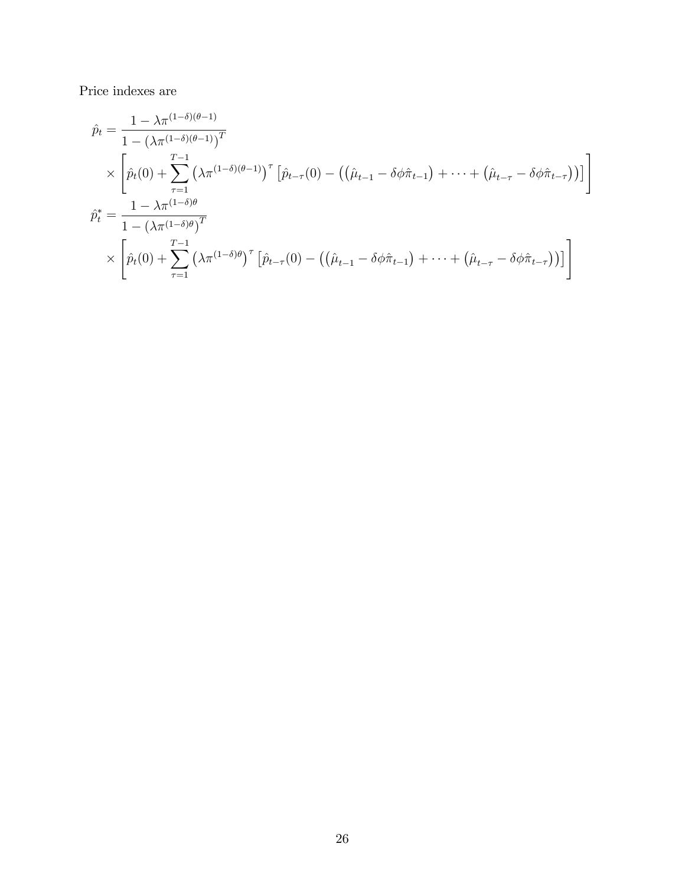Price indexes are

$$
\begin{aligned}
\hat{p}_t &= \frac{1 - \lambda \pi^{(1-\delta)(\theta-1)}}{1 - \left(\lambda \pi^{(1-\delta)(\theta-1)}\right)^T} \\
&\times \left[ \hat{p}_t(0) + \sum_{\tau=1}^{T-1} \left(\lambda \pi^{(1-\delta)(\theta-1)}\right)^\tau \left[ \hat{p}_{t-\tau}(0) - \left( \left( \hat{\mu}_{t-1} - \delta \phi \hat{\pi}_{t-1} \right) + \cdots + \left( \hat{\mu}_{t-\tau} - \delta \phi \hat{\pi}_{t-\tau} \right) \right) \right] \right] \\
\hat{p}_t^* &= \frac{1 - \lambda \pi^{(1-\delta)\theta}}{1 - \left(\lambda \pi^{(1-\delta)\theta}\right)^T} \\
&\times \left[ \hat{p}_t(0) + \sum_{\tau=1}^{T-1} \left(\lambda \pi^{(1-\delta)\theta}\right)^\tau \left[ \hat{p}_{t-\tau}(0) - \left( \left( \hat{\mu}_{t-1} - \delta \phi \hat{\pi}_{t-1} \right) + \cdots + \left( \hat{\mu}_{t-\tau} - \delta \phi \hat{\pi}_{t-\tau} \right) \right) \right] \right]
\end{aligned}
$$